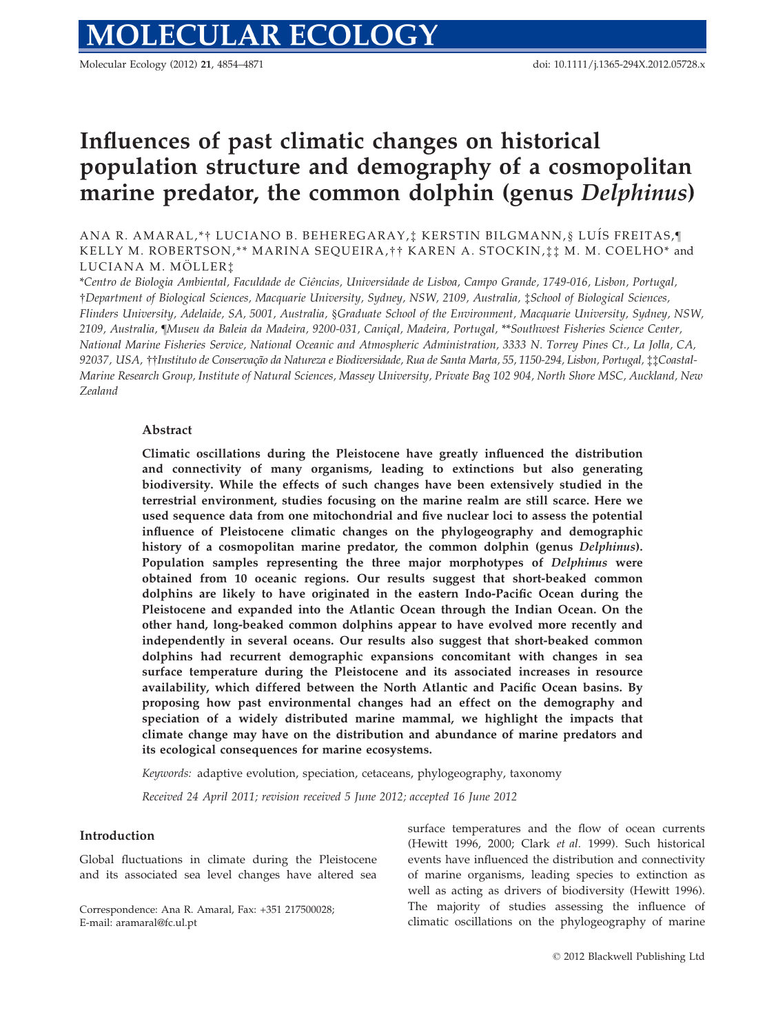# Influences of past climatic changes on historical population structure and demography of a cosmopolitan marine predator, the common dolphin (genus *Delphinus*)

ANA R. AMARAL,*† LUCIANO B. BEHEREGARAY,‡ KERSTIN BILGMANN,§ LUÍS FREITAS,¶ KELLY M. ROBERTSON,** MARINA SEQUEIRA,†† KAREN A. STOCKIN,‡‡ M. M. COELHO* and LUCIANA M. MÖLLER‡

*Centro de Biologia Ambiental, Faculdade de Ciências, Universidade de Lisboa, Campo Grande, 1749-016, Lisbon, Portugal, †Department of Biological Sciences, Macquarie University, Sydney, NSW, 2109, Australia, ‡School of Biological Sciences, Flinders University, Adelaide, SA, 5001, Australia, §Graduate School of the Environment, Macquarie University, Sydney, NSW, 2109, Australia, ¶Museu da Baleia da Madeira, 9200-031, Caniçal, Madeira, Portugal, **Southwest Fisheries Science Center, National Marine Fisheries Service, National Oceanic and Atmospheric Administration, 3333 N. Torrey Pines Ct., La Jolla, CA, 92037, USA, ††Instituto de Conservação da Natureza e Biodiversidade, Rua de Santa Marta, 55, 1150-294, Lisbon, Portugal, ‡‡Coastal-Marine Research Group, Institute of Natural Sciences, Massey University, Private Bag 102 904, North Shore MSC, Auckland, New Zealand

## Abstract

**Climatic oscillations during the Pleistocene have greatly influenced the distribution and connectivity of many organisms, leading to extinctions but also generating biodiversity. While the effects of such changes have been extensively studied in the terrestrial environment, studies focusing on the marine realm are still scarce. Here we used sequence data from one mitochondrial and five nuclear loci to assess the potential influence of Pleistocene climatic changes on the phylogeography and demographic history of a cosmopolitan marine predator, the common dolphin (genus *Delphinus*). Population samples representing the three major morphotypes of *Delphinus* were obtained from 10 oceanic regions. Our results suggest that short-beaked common dolphins are likely to have originated in the eastern Indo-Pacific Ocean during the Pleistocene and expanded into the Atlantic Ocean through the Indian Ocean. On the other hand, long-beaked common dolphins appear to have evolved more recently and independently in several oceans. Our results also suggest that short-beaked common dolphins had recurrent demographic expansions concomitant with changes in sea surface temperature during the Pleistocene and its associated increases in resource availability, which differed between the North Atlantic and Pacific Ocean basins. By proposing how past environmental changes had an effect on the demography and speciation of a widely distributed marine mammal, we highlight the impacts that climate change may have on the distribution and abundance of marine predators and its ecological consequences for marine ecosystems.**

*Keywords:* adaptive evolution, speciation, cetaceans, phylogeography, taxonomy

*Received 24 April 2011; revision received 5 June 2012; accepted 16 June 2012*

## Introduction

Global fluctuations in climate during the Pleistocene and its associated sea level changes have altered sea surface temperatures and the flow of ocean currents (Hewitt 1996, 2000; Clark *et al.* 1999). Such historical events have influenced the distribution and connectivity of marine organisms, leading species to extinction as well as acting as drivers of biodiversity (Hewitt 1996). The majority of studies assessing the influence of climatic oscillations on the phylogeography of marine

Correspondence: Ana R. Amaral, Fax: +351 217500028; E-mail: aramaral@fc.ul.pt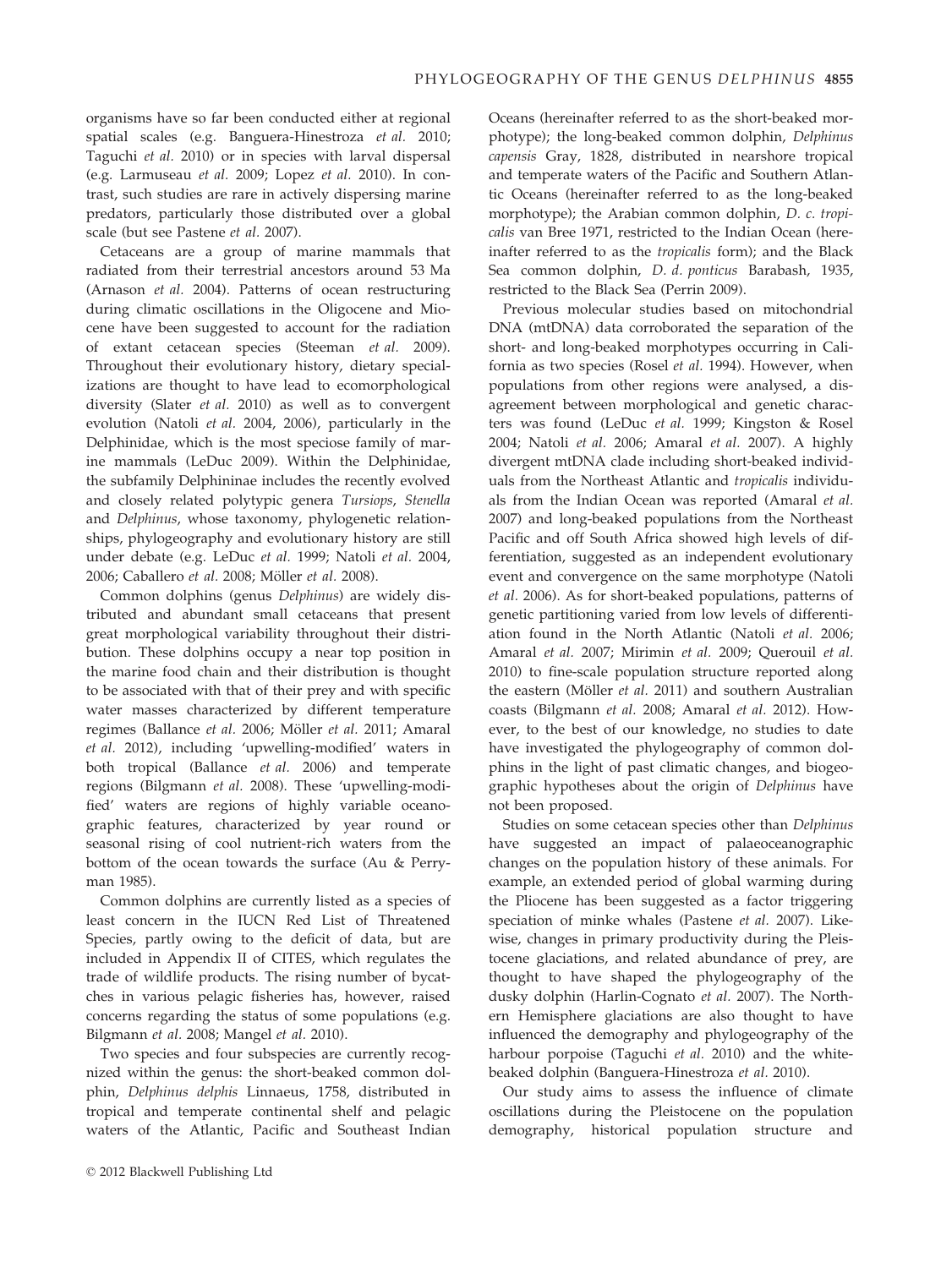organisms have so far been conducted either at regional spatial scales (e.g. Banguera-Hinestroza *et al.* 2010; Taguchi *et al.* 2010) or in species with larval dispersal (e.g. Larmuseau *et al.* 2009; Lopez *et al.* 2010). In contrast, such studies are rare in actively dispersing marine predators, particularly those distributed over a global scale (but see Pastene *et al.* 2007).

Cetaceans are a group of marine mammals that radiated from their terrestrial ancestors around 53 Ma (Arnason *et al.* 2004). Patterns of ocean restructuring during climatic oscillations in the Oligocene and Miocene have been suggested to account for the radiation of extant cetacean species (Steeman *et al.* 2009). Throughout their evolutionary history, dietary specializations are thought to have lead to ecomorphological diversity (Slater *et al.* 2010) as well as to convergent evolution (Natoli *et al.* 2004, 2006), particularly in the Delphinidae, which is the most speciose family of marine mammals (LeDuc 2009). Within the Delphinidae, the subfamily Delphininae includes the recently evolved and closely related polytypic genera *Tursiops*, *Stenella* and *Delphinus*, whose taxonomy, phylogenetic relationships, phylogeography and evolutionary history are still under debate (e.g. LeDuc *et al.* 1999; Natoli *et al.* 2004, 2006; Caballero *et al.* 2008; Möller *et al.* 2008).

Common dolphins (genus *Delphinus*) are widely distributed and abundant small cetaceans that present great morphological variability throughout their distribution. These dolphins occupy a near top position in the marine food chain and their distribution is thought to be associated with that of their prey and with specific water masses characterized by different temperature regimes (Ballance *et al.* 2006; Möller *et al.* 2011; Amaral *et al.* 2012), including 'upwelling-modified' waters in both tropical (Ballance *et al.* 2006) and temperate regions (Bilgmann *et al.* 2008). These 'upwelling-modified' waters are regions of highly variable oceanographic features, characterized by year round or seasonal rising of cool nutrient-rich waters from the bottom of the ocean towards the surface (Au & Perryman 1985).

Common dolphins are currently listed as a species of least concern in the IUCN Red List of Threatened Species, partly owing to the deficit of data, but are included in Appendix II of CITES, which regulates the trade of wildlife products. The rising number of bycatches in various pelagic fisheries has, however, raised concerns regarding the status of some populations (e.g. Bilgmann *et al.* 2008; Mangel *et al.* 2010).

Two species and four subspecies are currently recognized within the genus: the short-beaked common dolphin, *Delphinus delphis* Linnaeus, 1758, distributed in tropical and temperate continental shelf and pelagic waters of the Atlantic, Pacific and Southeast Indian Oceans (hereinafter referred to as the short-beaked morphotype); the long-beaked common dolphin, *Delphinus capensis* Gray, 1828, distributed in nearshore tropical and temperate waters of the Pacific and Southern Atlantic Oceans (hereinafter referred to as the long-beaked morphotype); the Arabian common dolphin, *D. c. tropicalis* van Bree 1971, restricted to the Indian Ocean (hereinafter referred to as the *tropicalis* form); and the Black Sea common dolphin, *D. d. ponticus* Barabash, 1935, restricted to the Black Sea (Perrin 2009).

Previous molecular studies based on mitochondrial DNA (mtDNA) data corroborated the separation of the short- and long-beaked morphotypes occurring in California as two species (Rosel *et al.* 1994). However, when populations from other regions were analysed, a disagreement between morphological and genetic characters was found (LeDuc *et al.* 1999; Kingston & Rosel 2004; Natoli *et al.* 2006; Amaral *et al.* 2007). A highly divergent mtDNA clade including short-beaked individuals from the Northeast Atlantic and *tropicalis* individuals from the Indian Ocean was reported (Amaral *et al.* 2007) and long-beaked populations from the Northeast Pacific and off South Africa showed high levels of differentiation, suggested as an independent evolutionary event and convergence on the same morphotype (Natoli *et al.* 2006). As for short-beaked populations, patterns of genetic partitioning varied from low levels of differentiation found in the North Atlantic (Natoli *et al.* 2006; Amaral *et al.* 2007; Mirimin *et al.* 2009; Querouil *et al.* 2010) to fine-scale population structure reported along the eastern (Möller *et al.* 2011) and southern Australian coasts (Bilgmann *et al.* 2008; Amaral *et al.* 2012). However, to the best of our knowledge, no studies to date have investigated the phylogeography of common dolphins in the light of past climatic changes, and biogeographic hypotheses about the origin of *Delphinus* have not been proposed.

Studies on some cetacean species other than *Delphinus* have suggested an impact of palaeoceanographic changes on the population history of these animals. For example, an extended period of global warming during the Pliocene has been suggested as a factor triggering speciation of minke whales (Pastene *et al.* 2007). Likewise, changes in primary productivity during the Pleistocene glaciations, and related abundance of prey, are thought to have shaped the phylogeography of the dusky dolphin (Harlin-Cognato *et al.* 2007). The Northern Hemisphere glaciations are also thought to have influenced the demography and phylogeography of the harbour porpoise (Taguchi *et al.* 2010) and the white-beaked dolphin (Banguera-Hinestroza *et al.* 2010).

Our study aims to assess the influence of climate oscillations during the Pleistocene on the population demography, historical population structure and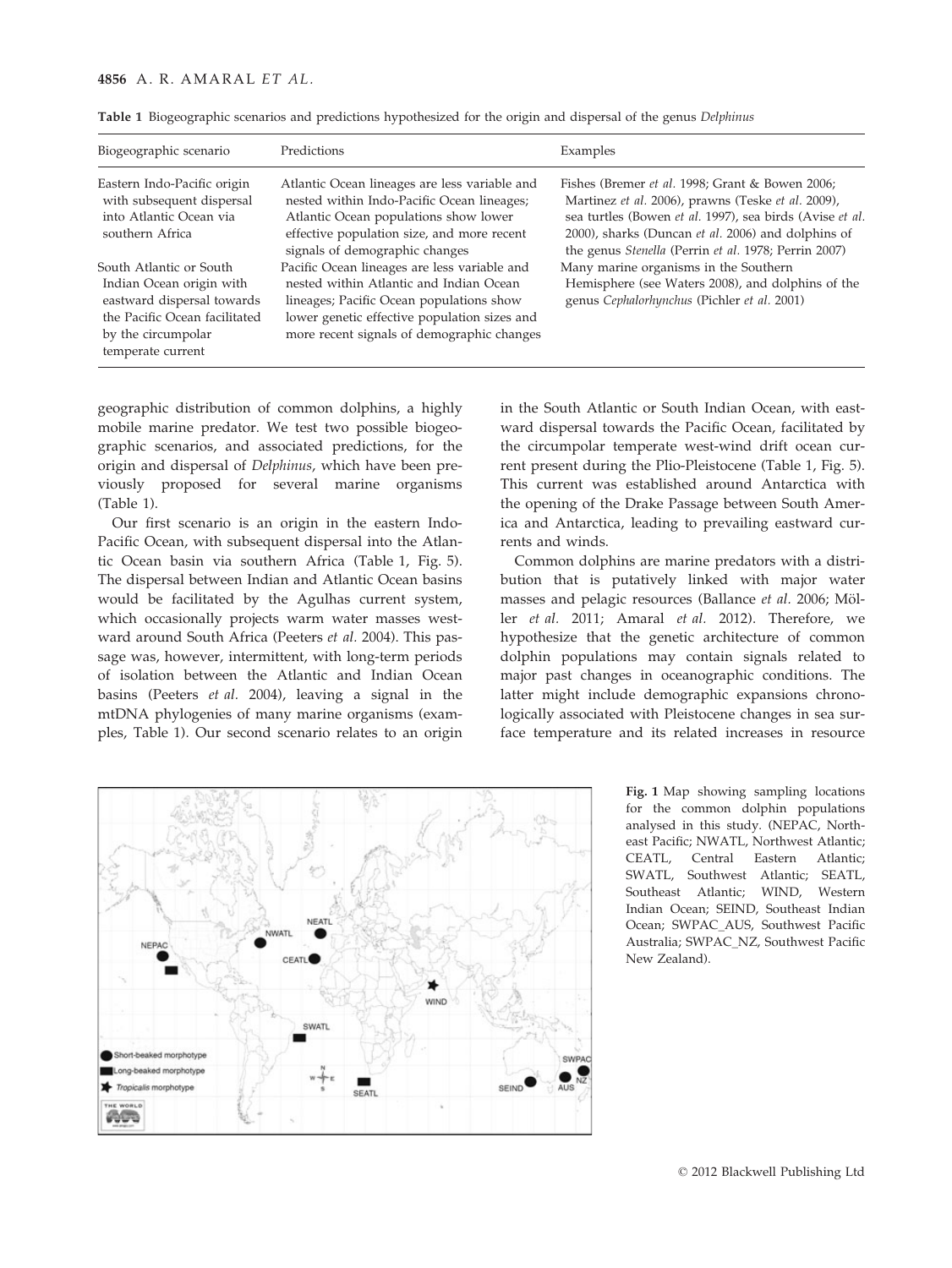**Table 1** Biogeographic scenarios and predictions hypothesized for the origin and dispersal of the genus *Delphinus*

| Biogeographic scenario | Predictions | Examples |
| --- | --- | --- |
| Eastern Indo-Pacific origin with subsequent dispersal into Atlantic Ocean via southern Africa | Atlantic Ocean lineages are less variable and nested within Indo-Pacific Ocean lineages; Atlantic Ocean populations show lower effective population size, and more recent signals of demographic changes | Fishes (Bremer *et al.* 1998; Grant & Bowen 2006; Martinez *et al.* 2006), prawns (Teske *et al.* 2009), sea turtles (Bowen *et al.* 1997), sea birds (Avise *et al.* 2000), sharks (Duncan *et al.* 2006) and dolphins of the genus *Stenella* (Perrin *et al.* 1978; Perrin 2007) |
| South Atlantic or South Indian Ocean origin with eastward dispersal towards the Pacific Ocean facilitated by the circumpolar temperate current | Pacific Ocean lineages are less variable and nested within Atlantic and Indian Ocean lineages; Pacific Ocean populations show lower genetic effective population sizes and more recent signals of demographic changes | Many marine organisms in the Southern Hemisphere (see Waters 2008), and dolphins of the genus *Cephalorhynchus* (Pichler *et al.* 2001) |

geographic distribution of common dolphins, a highly mobile marine predator. We test two possible biogeographic scenarios, and associated predictions, for the origin and dispersal of *Delphinus*, which have been previously proposed for several marine organisms (Table 1).

Our first scenario is an origin in the eastern Indo-Pacific Ocean, with subsequent dispersal into the Atlantic Ocean basin via southern Africa (Table 1, Fig. 5). The dispersal between Indian and Atlantic Ocean basins would be facilitated by the Agulhas current system, which occasionally projects warm water masses westward around South Africa (Peeters *et al.* 2004). This passage was, however, intermittent, with long-term periods of isolation between the Atlantic and Indian Ocean basins (Peeters *et al.* 2004), leaving a signal in the mtDNA phylogenies of many marine organisms (examples, Table 1). Our second scenario relates to an origin in the South Atlantic or South Indian Ocean, with eastward dispersal towards the Pacific Ocean, facilitated by the circumpolar temperate west-wind drift ocean current present during the Plio-Pleistocene (Table 1, Fig. 5). This current was established around Antarctica with the opening of the Drake Passage between South America and Antarctica, leading to prevailing eastward currents and winds.

Common dolphins are marine predators with a distribution that is putatively linked with major water masses and pelagic resources (Ballance *et al.* 2006; Möller *et al.* 2011; Amaral *et al.* 2012). Therefore, we hypothesize that the genetic architecture of common dolphin populations may contain signals related to major past changes in oceanographic conditions. The latter might include demographic expansions chronologically associated with Pleistocene changes in sea surface temperature and its related increases in resource

**Fig. 1** Map showing sampling locations for the common dolphin populations analysed in this study. (NEPAC, Northeast Pacific; NWATL, Northwest Atlantic; CEATL, Central Eastern Atlantic; SWATL, Southwest Atlantic; SEATL, Southeast Atlantic; WIND, Western Indian Ocean; SEIND, Southeast Indian Ocean; SWPAC_AUS, Southwest Pacific Australia; SWPAC_NZ, Southwest Pacific New Zealand).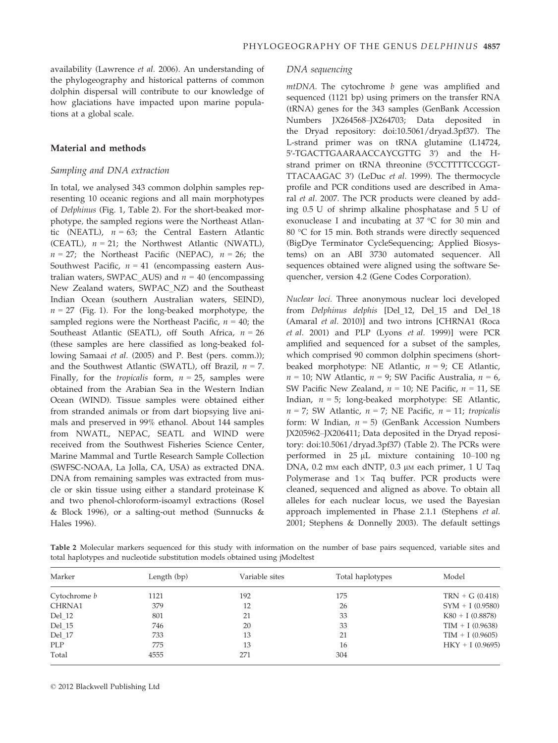availability (Lawrence *et al.* 2006). An understanding of the phylogeography and historical patterns of common dolphin dispersal will contribute to our knowledge of how glaciations have impacted upon marine populations at a global scale.

## Material and methods

### Sampling and DNA extraction

In total, we analysed 343 common dolphin samples representing 10 oceanic regions and all main morphotypes of *Delphinus* (Fig. 1, Table 2). For the short-beaked morphotype, the sampled regions were the Northeast Atlantic (NEATL), $n = 63$; the Central Eastern Atlantic (CEATL), $n = 21$; the Northwest Atlantic (NWATL), $n = 27$; the Northeast Pacific (NEPAC), $n = 26$; the Southwest Pacific, $n = 41$ (encompassing eastern Australian waters, SWPAC_AUS) and $n = 40$ (encompassing New Zealand waters, SWPAC_NZ) and the Southeast Indian Ocean (southern Australian waters, SEIND), $n = 27$ (Fig. 1). For the long-beaked morphotype, the sampled regions were the Northeast Pacific, $n = 40$; the Southeast Atlantic (SEATL), off South Africa, $n = 26$ (these samples are here classified as long-beaked following Samaai *et al.* (2005) and P. Best (pers. comm.)); and the Southwest Atlantic (SWATL), off Brazil, $n = 7$. Finally, for the *tropicalis* form, $n = 25$, samples were obtained from the Arabian Sea in the Western Indian Ocean (WIND). Tissue samples were obtained either from stranded animals or from dart biopsying live animals and preserved in 99% ethanol. About 144 samples from NWATL, NEPAC, SEATL and WIND were received from the Southwest Fisheries Science Center, Marine Mammal and Turtle Research Sample Collection (SWFSC-NOAA, La Jolla, CA, USA) as extracted DNA. DNA from remaining samples was extracted from muscle or skin tissue using either a standard proteinase K and two phenol-chloroform-isoamyl extractions (Rosel & Block 1996), or a salting-out method (Sunnucks & Hales 1996).

### DNA sequencing

*mtDNA.* The cytochrome *b* gene was amplified and sequenced (1121 bp) using primers on the transfer RNA (tRNA) genes for the 343 samples (GenBank Accession Numbers JX264568–JX264703; Data deposited in the Dryad repository: doi:10.5061/dryad.3pf37). The L-strand primer was on tRNA glutamine (L14724, 5′-TGACTTGAARAACCAYCGTTG 3′) and the H-strand primer on tRNA threonine (5′CCTTTTCCGGTTTACAAGAC 3′) (LeDuc *et al.* 1999). The thermocycle profile and PCR conditions used are described in Amaral *et al.* 2007. The PCR products were cleaned by adding 0.5 U of shrimp alkaline phosphatase and 5 U of exonuclease I and incubating at 37 °C for 30 min and 80 °C for 15 min. Both strands were directly sequenced (BigDye Terminator CycleSequencing; Applied Biosystems) on an ABI 3730 automated sequencer. All sequences obtained were aligned using the software Sequencher, version 4.2 (Gene Codes Corporation).

*Nuclear loci.* Three anonymous nuclear loci developed from *Delphinus delphis* [Del_12, Del_15 and Del_18 (Amaral *et al.* 2010)] and two introns [CHRNA1 (Roca *et al.* 2001) and PLP (Lyons *et al.* 1999)] were PCR amplified and sequenced for a subset of the samples, which comprised 90 common dolphin specimens (short-beaked morphotype: NE Atlantic, $n = 9$; CE Atlantic, $n = 10$; NW Atlantic, $n = 9$; SW Pacific Australia, $n = 6$, SW Pacific New Zealand, $n = 10$; NE Pacific, $n = 11$, SE Indian, $n = 5$; long-beaked morphotype: SE Atlantic, $n = 7$; SW Atlantic, $n = 7$; NE Pacific, $n = 11$; *tropicalis* form: W Indian, $n = 5$) (GenBank Accession Numbers JX205962–JX206411; Data deposited in the Dryad repository: doi:10.5061/dryad.3pf37) (Table 2). The PCRs were performed in 25 μL mixture containing 10–100 ng DNA, 0.2 mM each dNTP, 0.3 μM each primer, 1 U Taq Polymerase and 1× Taq buffer. PCR products were cleaned, sequenced and aligned as above. To obtain all alleles for each nuclear locus, we used the Bayesian approach implemented in Phase 2.1.1 (Stephens *et al.* 2001; Stephens & Donnelly 2003). The default settings

**Table 2** Molecular markers sequenced for this study with information on the number of base pairs sequenced, variable sites and total haplotypes and nucleotide substitution models obtained using jModeltest

| Marker | Length (bp) | Variable sites | Total haplotypes | Model |
|---|---|---|---|---|
| Cytochrome *b* | 1121 | 192 | 175 | TRN + G (0.418) |
| CHRNA1 | 379 | 12 | 26 | SYM + I (0.9580) |
| Del_12 | 801 | 21 | 33 | K80 + I (0.8878) |
| Del_15 | 746 | 20 | 33 | TIM + I (0.9638) |
| Del_17 | 733 | 13 | 21 | TIM + I (0.9605) |
| PLP | 775 | 13 | 16 | HKY + I (0.9695) |
| Total | 4555 | 271 | 304 | |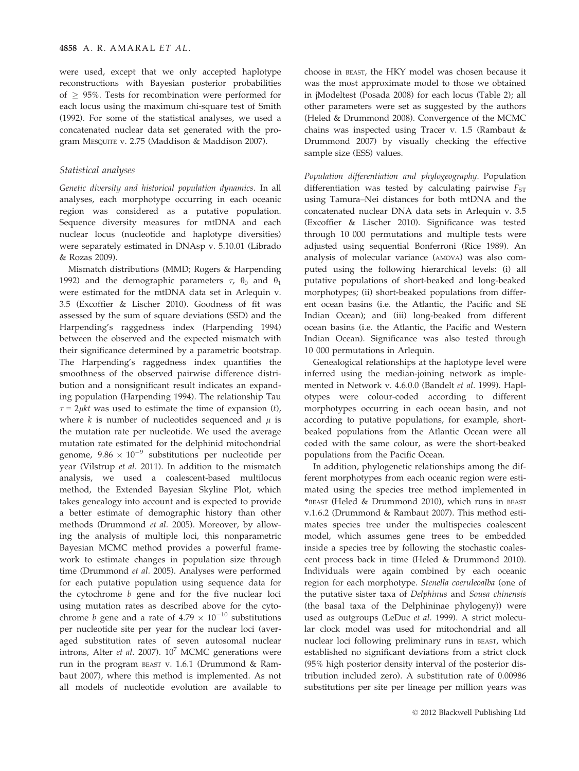were used, except that we only accepted haplotype reconstructions with Bayesian posterior probabilities of $\geq$ 95%. Tests for recombination were performed for each locus using the maximum chi-square test of Smith (1992). For some of the statistical analyses, we used a concatenated nuclear data set generated with the program MESQUITE v. 2.75 (Maddison & Maddison 2007).

### Statistical analyses

*Genetic diversity and historical population dynamics.* In all analyses, each morphotype occurring in each oceanic region was considered as a putative population. Sequence diversity measures for mtDNA and each nuclear locus (nucleotide and haplotype diversities) were separately estimated in DNAsp v. 5.10.01 (Librado & Rozas 2009).

Mismatch distributions (MMD; Rogers & Harpending 1992) and the demographic parameters $\tau$, $\theta_0$ and $\theta_1$ were estimated for the mtDNA data set in Arlequin v. 3.5 (Excoffier & Lischer 2010). Goodness of fit was assessed by the sum of square deviations (SSD) and the Harpending's raggedness index (Harpending 1994) between the observed and the expected mismatch with their significance determined by a parametric bootstrap. The Harpending's raggedness index quantifies the smoothness of the observed pairwise difference distribution and a nonsignificant result indicates an expanding population (Harpending 1994). The relationship Tau $\tau = 2\mu kt$ was used to estimate the time of expansion ($t$), where $k$ is number of nucleotides sequenced and $\mu$ is the mutation rate per nucleotide. We used the average mutation rate estimated for the delphinid mitochondrial genome, $9.86 \times 10^{-9}$ substitutions per nucleotide per year (Vilstrup *et al.* 2011). In addition to the mismatch analysis, we used a coalescent-based multilocus method, the Extended Bayesian Skyline Plot, which takes genealogy into account and is expected to provide a better estimate of demographic history than other methods (Drummond *et al.* 2005). Moreover, by allowing the analysis of multiple loci, this nonparametric Bayesian MCMC method provides a powerful framework to estimate changes in population size through time (Drummond *et al.* 2005). Analyses were performed for each putative population using sequence data for the cytochrome *b* gene and for the five nuclear loci using mutation rates as described above for the cytochrome *b* gene and a rate of $4.79 \times 10^{-10}$ substitutions per nucleotide site per year for the nuclear loci (averaged substitution rates of seven autosomal nuclear introns, Alter *et al.* 2007). $10^7$ MCMC generations were run in the program BEAST v. 1.6.1 (Drummond & Rambaut 2007), where this method is implemented. As not all models of nucleotide evolution are available to choose in BEAST, the HKY model was chosen because it was the most approximate model to those we obtained in jModeltest (Posada 2008) for each locus (Table 2); all other parameters were set as suggested by the authors (Heled & Drummond 2008). Convergence of the MCMC chains was inspected using Tracer v. 1.5 (Rambaut & Drummond 2007) by visually checking the effective sample size (ESS) values.

*Population differentiation and phylogeography.* Population differentiation was tested by calculating pairwise $F_{ST}$ using Tamura–Nei distances for both mtDNA and the concatenated nuclear DNA data sets in Arlequin v. 3.5 (Excoffier & Lischer 2010). Significance was tested through 10 000 permutations and multiple tests were adjusted using sequential Bonferroni (Rice 1989). An analysis of molecular variance (AMOVA) was also computed using the following hierarchical levels: (i) all putative populations of short-beaked and long-beaked morphotypes; (ii) short-beaked populations from different ocean basins (i.e. the Atlantic, the Pacific and SE Indian Ocean); and (iii) long-beaked from different ocean basins (i.e. the Atlantic, the Pacific and Western Indian Ocean). Significance was also tested through 10 000 permutations in Arlequin.

Genealogical relationships at the haplotype level were inferred using the median-joining network as implemented in Network v. 4.6.0.0 (Bandelt *et al.* 1999). Haplotypes were colour-coded according to different morphotypes occurring in each ocean basin, and not according to putative populations, for example, short-beaked populations from the Atlantic Ocean were all coded with the same colour, as were the short-beaked populations from the Pacific Ocean.

In addition, phylogenetic relationships among the different morphotypes from each oceanic region were estimated using the species tree method implemented in *BEAST (Heled & Drummond 2010), which runs in BEAST v.1.6.2 (Drummond & Rambaut 2007). This method estimates species tree under the multispecies coalescent model, which assumes gene trees to be embedded inside a species tree by following the stochastic coalescent process back in time (Heled & Drummond 2010). Individuals were again combined by each oceanic region for each morphotype. *Stenella coeruleoalba* (one of the putative sister taxa of *Delphinus* and *Sousa chinensis* (the basal taxa of the Delphininae phylogeny)) were used as outgroups (LeDuc *et al.* 1999). A strict molecular clock model was used for mitochondrial and all nuclear loci following preliminary runs in BEAST, which established no significant deviations from a strict clock (95% high posterior density interval of the posterior distribution included zero). A substitution rate of 0.00986 substitutions per site per lineage per million years was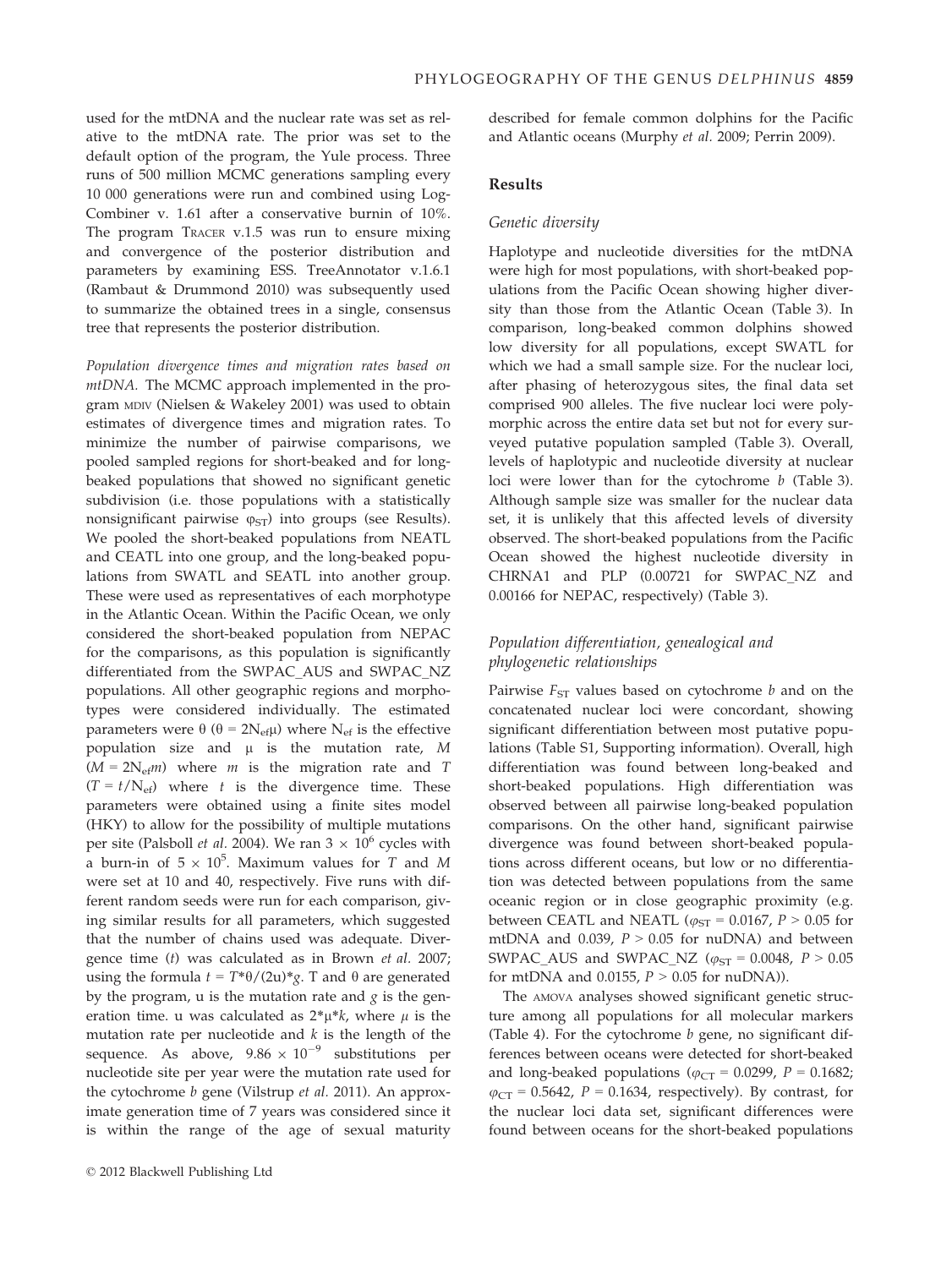used for the mtDNA and the nuclear rate was set as relative to the mtDNA rate. The prior was set to the default option of the program, the Yule process. Three runs of 500 million MCMC generations sampling every 10 000 generations were run and combined using LogCombiner v. 1.61 after a conservative burnin of 10%. The program TRACER v.1.5 was run to ensure mixing and convergence of the posterior distribution and parameters by examining ESS. TreeAnnotator v.1.6.1 (Rambaut & Drummond 2010) was subsequently used to summarize the obtained trees in a single, consensus tree that represents the posterior distribution.

*Population divergence times and migration rates based on mtDNA.* The MCMC approach implemented in the program MDIV (Nielsen & Wakeley 2001) was used to obtain estimates of divergence times and migration rates. To minimize the number of pairwise comparisons, we pooled sampled regions for short-beaked and for long-beaked populations that showed no significant genetic subdivision (i.e. those populations with a statistically nonsignificant pairwise $\varphi_{ST}$) into groups (see Results). We pooled the short-beaked populations from NEATL and CEATL into one group, and the long-beaked populations from SWATL and SEATL into another group. These were used as representatives of each morphotype in the Atlantic Ocean. Within the Pacific Ocean, we only considered the short-beaked population from NEPAC for the comparisons, as this population is significantly differentiated from the SWPAC_AUS and SWPAC_NZ populations. All other geographic regions and morphotypes were considered individually. The estimated parameters were $\theta$ ($\theta = 2N_{ef}\mu$) where $N_{ef}$ is the effective population size and $\mu$ is the mutation rate, $M$ ($M = 2N_{ef}m$) where $m$ is the migration rate and $T$ ($T = t/N_{ef}$) where $t$ is the divergence time. These parameters were obtained using a finite sites model (HKY) to allow for the possibility of multiple mutations per site (Palsboll *et al.* 2004). We ran $3 \times 10^6$ cycles with a burn-in of $5 \times 10^5$. Maximum values for $T$ and $M$ were set at 10 and 40, respectively. Five runs with different random seeds were run for each comparison, giving similar results for all parameters, which suggested that the number of chains used was adequate. Divergence time ($t$) was calculated as in Brown *et al.* 2007; using the formula $t = T*\theta/(2u)*g$. T and $\theta$ are generated by the program, u is the mutation rate and $g$ is the generation time. u was calculated as $2*\mu*k$, where $\mu$ is the mutation rate per nucleotide and $k$ is the length of the sequence. As above, $9.86 \times 10^{-9}$ substitutions per nucleotide site per year were the mutation rate used for the cytochrome *b* gene (Vilstrup *et al.* 2011). An approximate generation time of 7 years was considered since it is within the range of the age of sexual maturity described for female common dolphins for the Pacific and Atlantic oceans (Murphy *et al.* 2009; Perrin 2009).

## Results

### Genetic diversity

Haplotype and nucleotide diversities for the mtDNA were high for most populations, with short-beaked populations from the Pacific Ocean showing higher diversity than those from the Atlantic Ocean (Table 3). In comparison, long-beaked common dolphins showed low diversity for all populations, except SWATL for which we had a small sample size. For the nuclear loci, after phasing of heterozygous sites, the final data set comprised 900 alleles. The five nuclear loci were polymorphic across the entire data set but not for every surveyed putative population sampled (Table 3). Overall, levels of haplotypic and nucleotide diversity at nuclear loci were lower than for the cytochrome *b* (Table 3). Although sample size was smaller for the nuclear data set, it is unlikely that this affected levels of diversity observed. The short-beaked populations from the Pacific Ocean showed the highest nucleotide diversity in CHRNA1 and PLP (0.00721 for SWPAC_NZ and 0.00166 for NEPAC, respectively) (Table 3).

### Population differentiation, genealogical and phylogenetic relationships

Pairwise $F_{ST}$ values based on cytochrome *b* and on the concatenated nuclear loci were concordant, showing significant differentiation between most putative populations (Table S1, Supporting information). Overall, high differentiation was found between long-beaked and short-beaked populations. High differentiation was observed between all pairwise long-beaked population comparisons. On the other hand, significant pairwise divergence was found between short-beaked populations across different oceans, but low or no differentiation was detected between populations from the same oceanic region or in close geographic proximity (e.g. between CEATL and NEATL ($\varphi_{ST} = 0.0167$, $P > 0.05$ for mtDNA and 0.039, $P > 0.05$ for nuDNA) and between SWPAC_AUS and SWPAC_NZ ($\varphi_{ST} = 0.0048$, $P > 0.05$ for mtDNA and 0.0155, $P > 0.05$ for nuDNA)).

The AMOVA analyses showed significant genetic structure among all populations for all molecular markers (Table 4). For the cytochrome *b* gene, no significant differences between oceans were detected for short-beaked and long-beaked populations ($\varphi_{CT} = 0.0299$, $P = 0.1682$; $\varphi_{CT} = 0.5642$, $P = 0.1634$, respectively). By contrast, for the nuclear loci data set, significant differences were found between oceans for the short-beaked populations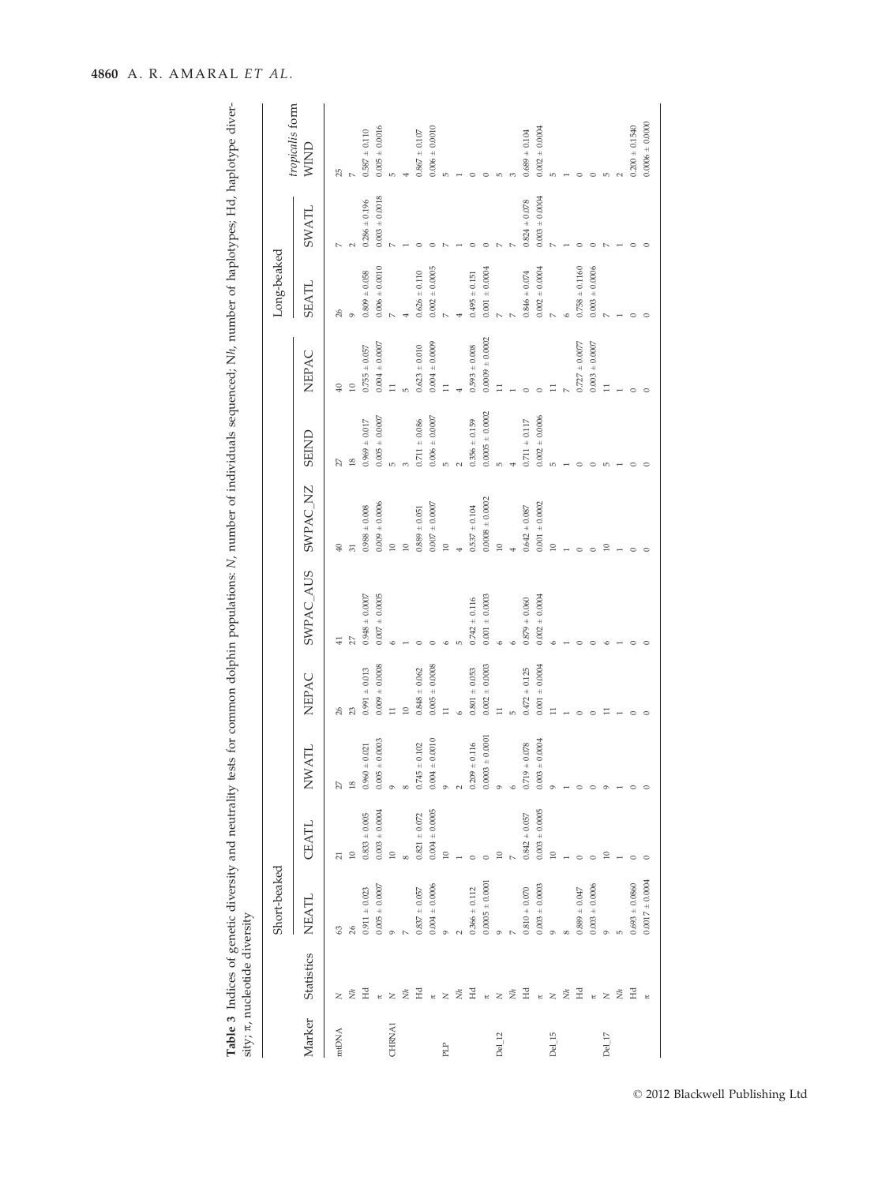**Table 3** Indices of genetic diversity and neutrality tests for common dolphin populations: *N*, number of individuals sequenced; *Nh*, number of haplotypes; Hd, haplotype diversity; π, nucleotide diversity

| Marker | Statistics | Short-beaked | | | | | | | | Long-beaked | | *tropicalis* form |
|---|---|---|---|---|---|---|---|---|---|---|---|---|
| | | NEATL | CEATL | NWATL | NEPAC | SWPAC_AUS | SWPAC_NZ | SEIND | NEPAC | SEATL | SWATL | WIND |
| mtDNA | *N* | 63 | 21 | 27 | 26 | 41 | 40 | 27 | 40 | 26 | 7 | 25 |
| | *Nh* | 26 | 10 | 18 | 23 | 27 | 31 | 18 | 10 | 9 | 2 | 7 |
| | Hd | 0.911 ± 0.023 | 0.833 ± 0.005 | 0.960 ± 0.021 | 0.991 ± 0.013 | 0.948 ± 0.0007 | 0.988 ± 0.008 | 0.969 ± 0.017 | 0.755 ± 0.057 | 0.809 ± 0.058 | 0.286 ± 0.196 | 0.587 ± 0.110 |
| | π | 0.005 ± 0.0007 | 0.003 ± 0.0004 | 0.005 ± 0.0003 | 0.009 ± 0.0008 | 0.007 ± 0.0005 | 0.009 ± 0.0006 | 0.005 ± 0.0007 | 0.004 ± 0.0007 | 0.006 ± 0.0010 | 0.003 ± 0.0018 | 0.005 ± 0.0016 |
| CHRNA1 | *N* | 9 | 10 | 9 | 11 | 6 | 10 | 5 | 11 | 7 | 7 | 5 |
| | *Nh* | 7 | 8 | 8 | 10 | 1 | 10 | 3 | 5 | 4 | 1 | 4 |
| | Hd | 0.837 ± 0.057 | 0.821 ± 0.072 | 0.745 ± 0.102 | 0.848 ± 0.062 | 0 | 0.889 ± 0.051 | 0.711 ± 0.086 | 0.623 ± 0.010 | 0.626 ± 0.110 | 0 | 0.867 ± 0.107 |
| | π | 0.004 ± 0.0006 | 0.004 ± 0.0005 | 0.004 ± 0.0010 | 0.005 ± 0.0008 | 0 | 0.007 ± 0.0007 | 0.006 ± 0.0007 | 0.004 ± 0.0009 | 0.002 ± 0.0005 | 0 | 0.006 ± 0.0010 |
| PLP | *N* | 9 | 10 | 9 | 11 | 6 | 10 | 5 | 11 | 7 | 7 | 5 |
| | *Nh* | 2 | 1 | 2 | 6 | 5 | 4 | 2 | 4 | 4 | 1 | 1 |
| | Hd | 0.366 ± 0.112 | 0 | 0.209 ± 0.116 | 0.801 ± 0.053 | 0.742 ± 0.116 | 0.537 ± 0.104 | 0.356 ± 0.159 | 0.593 ± 0.008 | 0.495 ± 0.151 | 0 | 0 |
| | π | 0.0005 ± 0.0001 | 0 | 0.0003 ± 0.0001 | 0.002 ± 0.0003 | 0.001 ± 0.0003 | 0.0008 ± 0.0002 | 0.0005 ± 0.0002 | 0.0009 ± 0.0002 | 0.001 ± 0.0004 | 0 | 0 |
| Del_12 | *N* | 9 | 10 | 9 | 11 | 6 | 10 | 5 | 11 | 7 | 7 | 5 |
| | *Nh* | 7 | 7 | 6 | 5 | 6 | 4 | 4 | 1 | 7 | 7 | 3 |
| | Hd | 0.810 ± 0.070 | 0.842 ± 0.057 | 0.719 ± 0.078 | 0.472 ± 0.125 | 0.879 ± 0.060 | 0.642 ± 0.087 | 0.711 ± 0.117 | 0 | 0.846 ± 0.074 | 0.824 ± 0.078 | 0.689 ± 0.104 |
| | π | 0.003 ± 0.0003 | 0.003 ± 0.0005 | 0.003 ± 0.0004 | 0.001 ± 0.0004 | 0.002 ± 0.0004 | 0.001 ± 0.0002 | 0.002 ± 0.0006 | 0 | 0.002 ± 0.0004 | 0.003 ± 0.0004 | 0.002 ± 0.0004 |
| Del_15 | *N* | 9 | 10 | 9 | 11 | 6 | 10 | 5 | 11 | 7 | 7 | 5 |
| | *Nh* | 8 | 1 | 1 | 1 | 1 | 1 | 1 | 7 | 6 | 1 | 1 |
| | Hd | 0.889 ± 0.047 | 0 | 0 | 0 | 0 | 0 | 0 | 0.727 ± 0.0077 | 0.758 ± 0.1160 | 0 | 0 |
| | π | 0.003 ± 0.0006 | 0 | 0 | 0 | 0 | 0 | 0 | 0.003 ± 0.0007 | 0.003 ± 0.0006 | 0 | 0 |
| Del_17 | *N* | 9 | 10 | 9 | 11 | 6 | 10 | 5 | 11 | 7 | 7 | 5 |
| | *Nh* | 5 | 1 | 1 | 1 | 1 | 1 | 1 | 1 | 1 | 1 | 2 |
| | Hd | 0.693 ± 0.0860 | 0 | 0 | 0 | 0 | 0 | 0 | 0 | 0 | 0 | 0.200 ± 0.1540 |
| | π | 0.0017 ± 0.0004 | 0 | 0 | 0 | 0 | 0 | 0 | 0 | 0 | 0 | 0.0006 ± 0.0000 |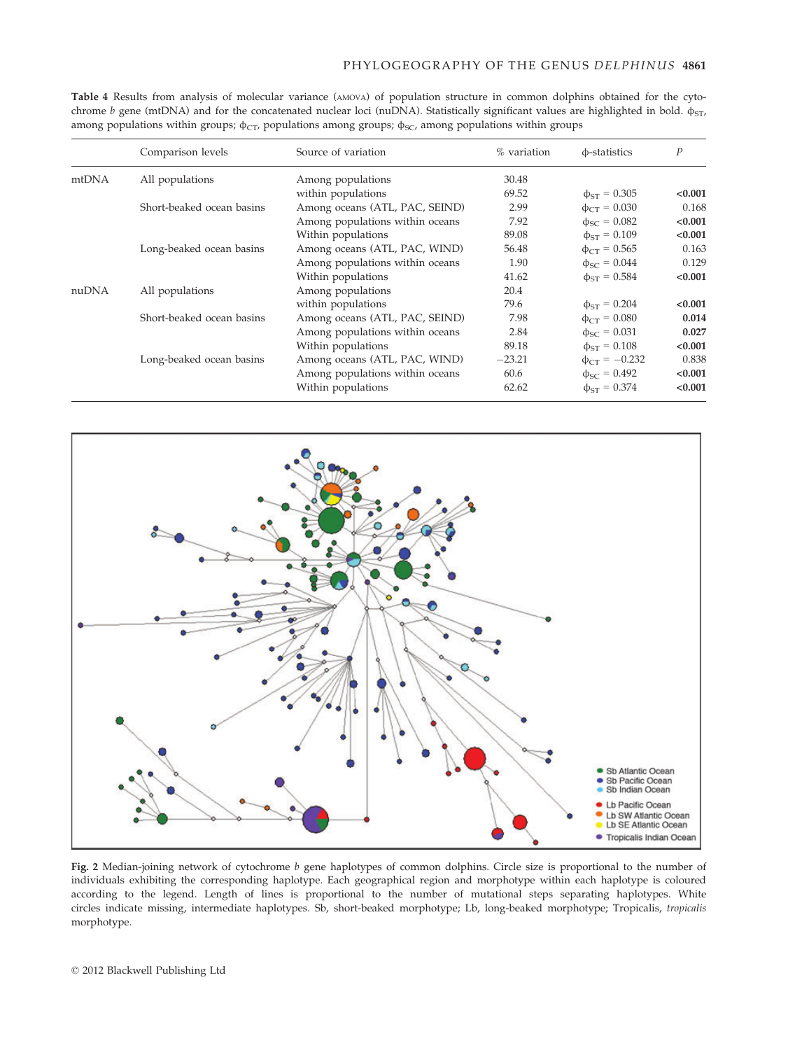**Table 4** Results from analysis of molecular variance (AMOVA) of population structure in common dolphins obtained for the cytochrome *b* gene (mtDNA) and for the concatenated nuclear loci (nuDNA). Statistically significant values are highlighted in bold. $\phi_{ST}$, among populations within groups; $\phi_{CT}$, populations among groups; $\phi_{SC}$, among populations within groups

| | Comparison levels | Source of variation | % variation | ϕ-statistics | *P* |
|---|---|---|---|---|---|
| mtDNA | All populations | Among populations | 30.48 | | |
| | | within populations | 69.52 | $\phi_{ST} = 0.305$ | **<0.001** |
| | Short-beaked ocean basins | Among oceans (ATL, PAC, SEIND) | 2.99 | $\phi_{CT} = 0.030$ | 0.168 |
| | | Among populations within oceans | 7.92 | $\phi_{SC} = 0.082$ | **<0.001** |
| | | Within populations | 89.08 | $\phi_{ST} = 0.109$ | **<0.001** |
| | Long-beaked ocean basins | Among oceans (ATL, PAC, WIND) | 56.48 | $\phi_{CT} = 0.565$ | 0.163 |
| | | Among populations within oceans | 1.90 | $\phi_{SC} = 0.044$ | 0.129 |
| | | Within populations | 41.62 | $\phi_{ST} = 0.584$ | **<0.001** |
| nuDNA | All populations | Among populations | 20.4 | | |
| | | within populations | 79.6 | $\phi_{ST} = 0.204$ | **<0.001** |
| | Short-beaked ocean basins | Among oceans (ATL, PAC, SEIND) | 7.98 | $\phi_{CT} = 0.080$ | **0.014** |
| | | Among populations within oceans | 2.84 | $\phi_{SC} = 0.031$ | **0.027** |
| | | Within populations | 89.18 | $\phi_{ST} = 0.108$ | **<0.001** |
| | Long-beaked ocean basins | Among oceans (ATL, PAC, WIND) | −23.21 | $\phi_{CT} = -0.232$ | 0.838 |
| | | Among populations within oceans | 60.6 | $\phi_{SC} = 0.492$ | **<0.001** |
| | | Within populations | 62.62 | $\phi_{ST} = 0.374$ | **<0.001** |

**Fig. 2** Median-joining network of cytochrome *b* gene haplotypes of common dolphins. Circle size is proportional to the number of individuals exhibiting the corresponding haplotype. Each geographical region and morphotype within each haplotype is coloured according to the legend. Length of lines is proportional to the number of mutational steps separating haplotypes. White circles indicate missing, intermediate haplotypes. Sb, short-beaked morphotype; Lb, long-beaked morphotype; Tropicalis, *tropicalis* morphotype.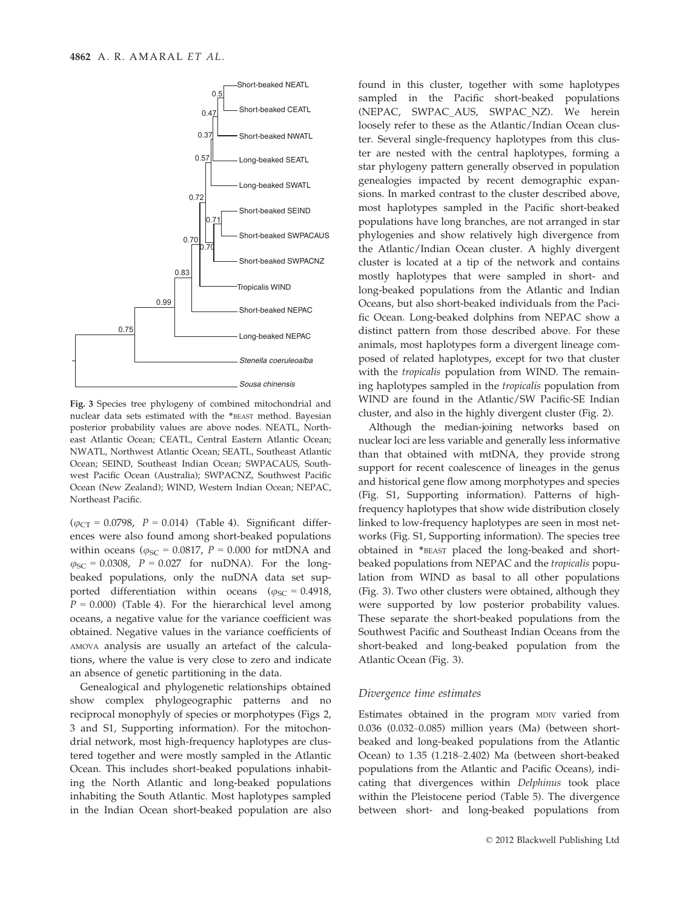Fig. 3 Species tree phylogeny of combined mitochondrial and nuclear data sets estimated with the *BEAST method. Bayesian posterior probability values are above nodes. NEATL, Northeast Atlantic Ocean; CEATL, Central Eastern Atlantic Ocean; NWATL, Northwest Atlantic Ocean; SEATL, Southeast Atlantic Ocean; SEIND, Southeast Indian Ocean; SWPACAUS, Southwest Pacific Ocean (Australia); SWPACNZ, Southwest Pacific Ocean (New Zealand); WIND, Western Indian Ocean; NEPAC, Northeast Pacific.

($\varphi_{CT} = 0.0798$, $P = 0.014$) (Table 4). Significant differences were also found among short-beaked populations within oceans ($\varphi_{SC} = 0.0817$, $P = 0.000$ for mtDNA and $\varphi_{SC} = 0.0308$, $P = 0.027$ for nuDNA). For the long-beaked populations, only the nuDNA data set supported differentiation within oceans ($\varphi_{SC} = 0.4918$, $P = 0.000$) (Table 4). For the hierarchical level among oceans, a negative value for the variance coefficient was obtained. Negative values in the variance coefficients of AMOVA analysis are usually an artefact of the calculations, where the value is very close to zero and indicate an absence of genetic partitioning in the data.

Genealogical and phylogenetic relationships obtained show complex phylogeographic patterns and no reciprocal monophyly of species or morphotypes (Figs 2, 3 and S1, Supporting information). For the mitochondrial network, most high-frequency haplotypes are clustered together and were mostly sampled in the Atlantic Ocean. This includes short-beaked populations inhabiting the North Atlantic and long-beaked populations inhabiting the South Atlantic. Most haplotypes sampled in the Indian Ocean short-beaked population are also found in this cluster, together with some haplotypes sampled in the Pacific short-beaked populations (NEPAC, SWPAC_AUS, SWPAC_NZ). We herein loosely refer to these as the Atlantic/Indian Ocean cluster. Several single-frequency haplotypes from this cluster are nested with the central haplotypes, forming a star phylogeny pattern generally observed in population genealogies impacted by recent demographic expansions. In marked contrast to the cluster described above, most haplotypes sampled in the Pacific short-beaked populations have long branches, are not arranged in star phylogenies and show relatively high divergence from the Atlantic/Indian Ocean cluster. A highly divergent cluster is located at a tip of the network and contains mostly haplotypes that were sampled in short- and long-beaked populations from the Atlantic and Indian Oceans, but also short-beaked individuals from the Pacific Ocean. Long-beaked dolphins from NEPAC show a distinct pattern from those described above. For these animals, most haplotypes form a divergent lineage composed of related haplotypes, except for two that cluster with the *tropicalis* population from WIND. The remaining haplotypes sampled in the *tropicalis* population from WIND are found in the Atlantic/SW Pacific-SE Indian cluster, and also in the highly divergent cluster (Fig. 2).

Although the median-joining networks based on nuclear loci are less variable and generally less informative than that obtained with mtDNA, they provide strong support for recent coalescence of lineages in the genus and historical gene flow among morphotypes and species (Fig. S1, Supporting information). Patterns of high-frequency haplotypes that show wide distribution closely linked to low-frequency haplotypes are seen in most networks (Fig. S1, Supporting information). The species tree obtained in *BEAST placed the long-beaked and short-beaked populations from NEPAC and the *tropicalis* population from WIND as basal to all other populations (Fig. 3). Two other clusters were obtained, although they were supported by low posterior probability values. These separate the short-beaked populations from the Southwest Pacific and Southeast Indian Oceans from the short-beaked and long-beaked population from the Atlantic Ocean (Fig. 3).

### Divergence time estimates

Estimates obtained in the program MDIV varied from 0.036 (0.032–0.085) million years (Ma) (between short-beaked and long-beaked populations from the Atlantic Ocean) to 1.35 (1.218–2.402) Ma (between short-beaked populations from the Atlantic and Pacific Oceans), indicating that divergences within *Delphinus* took place within the Pleistocene period (Table 5). The divergence between short- and long-beaked populations from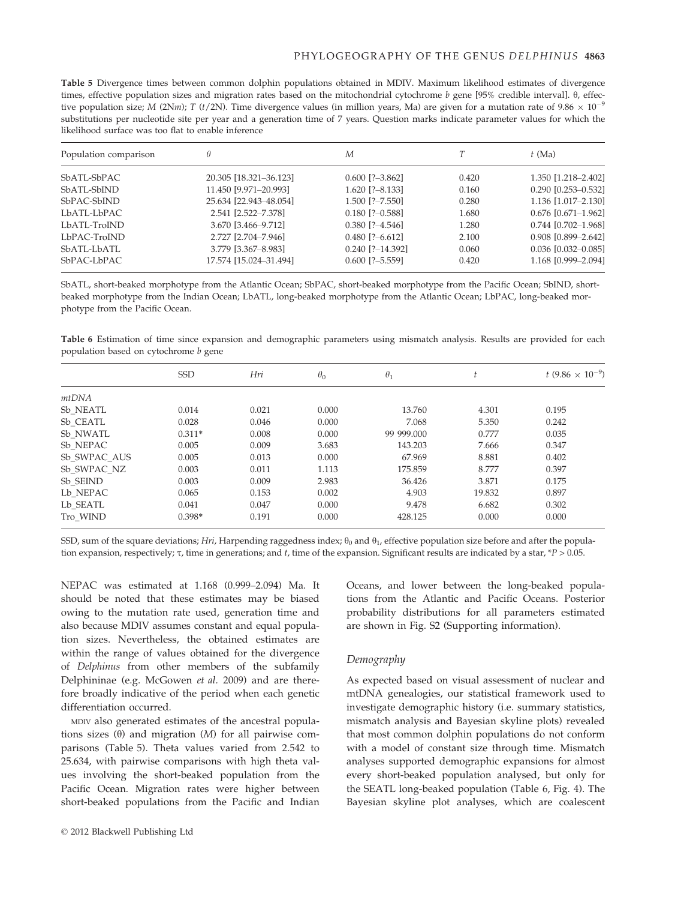**Table 5** Divergence times between common dolphin populations obtained in MDIV. Maximum likelihood estimates of divergence times, effective population sizes and migration rates based on the mitochondrial cytochrome *b* gene [95% credible interval]. θ, effective population size; *M* (2N*m*); *T* (*t*/2N). Time divergence values (in million years, Ma) are given for a mutation rate of $9.86 \times 10^{-9}$ substitutions per nucleotide site per year and a generation time of 7 years. Question marks indicate parameter values for which the likelihood surface was too flat to enable inference

| Population comparison | θ | *M* | *T* | *t* (Ma) |
|---|---|---|---|---|
| SbATL-SbPAC | 20.305 [18.321–36.123] | 0.600 [?–3.862] | 0.420 | 1.350 [1.218–2.402] |
| SbATL-SbIND | 11.450 [9.971–20.993] | 1.620 [?–8.133] | 0.160 | 0.290 [0.253–0.532] |
| SbPAC-SbIND | 25.634 [22.943–48.054] | 1.500 [?–7.550] | 0.280 | 1.136 [1.017–2.130] |
| LbATL-LbPAC | 2.541 [2.522–7.378] | 0.180 [?–0.588] | 1.680 | 0.676 [0.671–1.962] |
| LbATL-TroIND | 3.670 [3.466–9.712] | 0.380 [?–4.546] | 1.280 | 0.744 [0.702–1.968] |
| LbPAC-TroIND | 2.727 [2.704–7.946] | 0.480 [?–6.612] | 2.100 | 0.908 [0.899–2.642] |
| SbATL-LbATL | 3.779 [3.367–8.983] | 0.240 [?–14.392] | 0.060 | 0.036 [0.032–0.085] |
| SbPAC-LbPAC | 17.574 [15.024–31.494] | 0.600 [?–5.559] | 0.420 | 1.168 [0.999–2.094] |

SbATL, short-beaked morphotype from the Atlantic Ocean; SbPAC, short-beaked morphotype from the Pacific Ocean; SbIND, short-beaked morphotype from the Indian Ocean; LbATL, long-beaked morphotype from the Atlantic Ocean; LbPAC, long-beaked morphotype from the Pacific Ocean.

**Table 6** Estimation of time since expansion and demographic parameters using mismatch analysis. Results are provided for each population based on cytochrome *b* gene

| | SSD | *Hri* | $\theta_0$ | $\theta_1$ | *t* | *t* ($9.86 \times 10^{-9}$) |
|---|---|---|---|---|---|---|
| *mtDNA* | | | | | | |
| Sb_NEATL | 0.014 | 0.021 | 0.000 | 13.760 | 4.301 | 0.195 |
| Sb_CEATL | 0.028 | 0.046 | 0.000 | 7.068 | 5.350 | 0.242 |
| Sb_NWATL | 0.311* | 0.008 | 0.000 | 99 999.000 | 0.777 | 0.035 |
| Sb_NEPAC | 0.005 | 0.009 | 3.683 | 143.203 | 7.666 | 0.347 |
| Sb_SWPAC_AUS | 0.005 | 0.013 | 0.000 | 67.969 | 8.881 | 0.402 |
| Sb_SWPAC_NZ | 0.003 | 0.011 | 1.113 | 175.859 | 8.777 | 0.397 |
| Sb_SEIND | 0.003 | 0.009 | 2.983 | 36.426 | 3.871 | 0.175 |
| Lb_NEPAC | 0.065 | 0.153 | 0.002 | 4.903 | 19.832 | 0.897 |
| Lb_SEATL | 0.041 | 0.047 | 0.000 | 9.478 | 6.682 | 0.302 |
| Tro_WIND | 0.398* | 0.191 | 0.000 | 428.125 | 0.000 | 0.000 |

SSD, sum of the square deviations; *Hri*, Harpending raggedness index; $\theta_0$ and $\theta_1$, effective population size before and after the population expansion, respectively; τ, time in generations; and *t*, time of the expansion. Significant results are indicated by a star, *$P > 0.05$.

NEPAC was estimated at 1.168 (0.999–2.094) Ma. It should be noted that these estimates may be biased owing to the mutation rate used, generation time and also because MDIV assumes constant and equal population sizes. Nevertheless, the obtained estimates are within the range of values obtained for the divergence of *Delphinus* from other members of the subfamily Delphininae (e.g. McGowen *et al.* 2009) and are therefore broadly indicative of the period when each genetic differentiation occurred.

MDIV also generated estimates of the ancestral populations sizes (θ) and migration (*M*) for all pairwise comparisons (Table 5). Theta values varied from 2.542 to 25.634, with pairwise comparisons with high theta values involving the short-beaked population from the Pacific Ocean. Migration rates were higher between short-beaked populations from the Pacific and Indian Oceans, and lower between the long-beaked populations from the Atlantic and Pacific Oceans. Posterior probability distributions for all parameters estimated are shown in Fig. S2 (Supporting information).

### *Demography*

As expected based on visual assessment of nuclear and mtDNA genealogies, our statistical framework used to investigate demographic history (i.e. summary statistics, mismatch analysis and Bayesian skyline plots) revealed that most common dolphin populations do not conform with a model of constant size through time. Mismatch analyses supported demographic expansions for almost every short-beaked population analysed, but only for the SEATL long-beaked population (Table 6, Fig. 4). The Bayesian skyline plot analyses, which are coalescent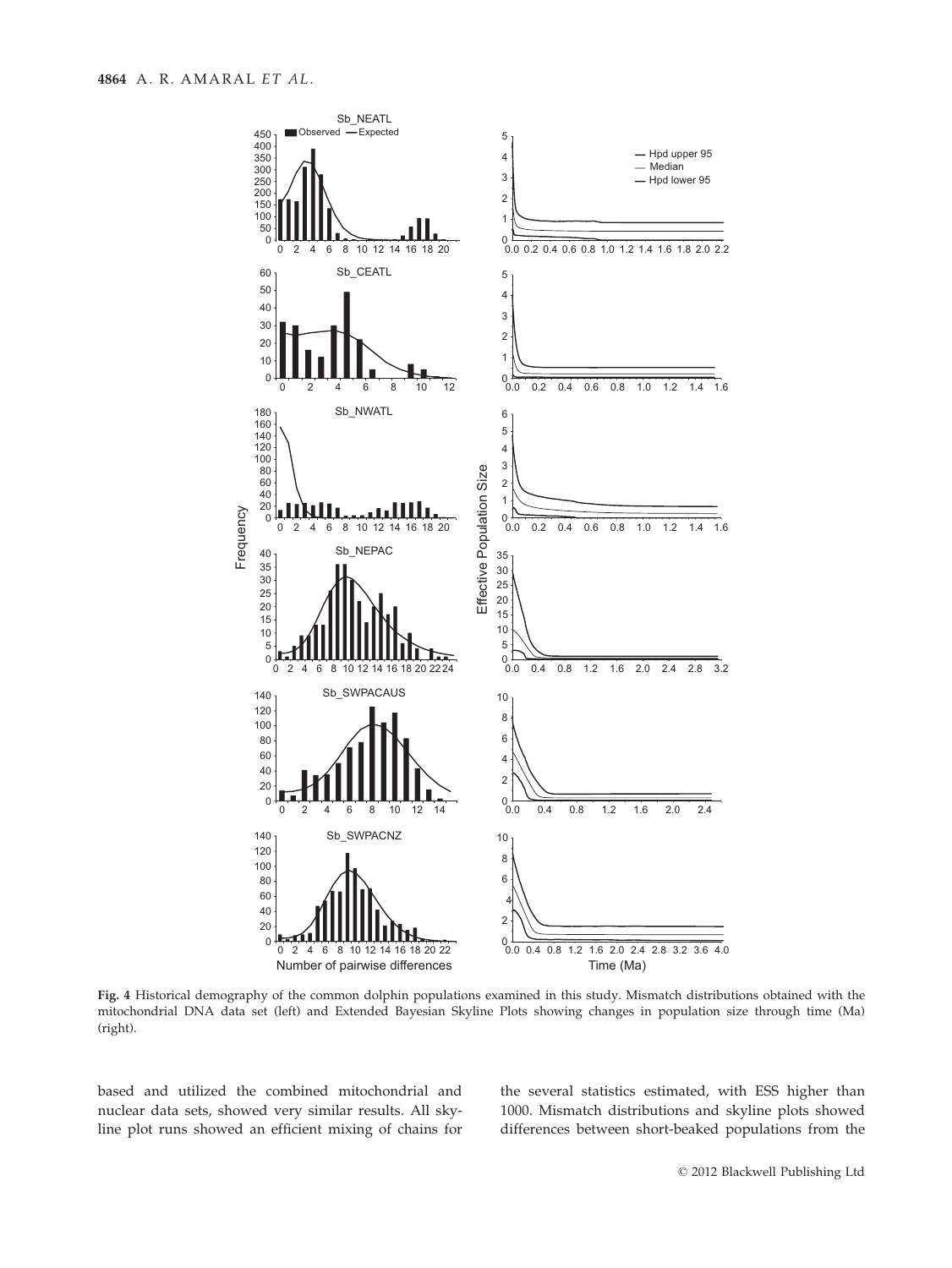**Fig. 4** Historical demography of the common dolphin populations examined in this study. Mismatch distributions obtained with the mitochondrial DNA data set (left) and Extended Bayesian Skyline Plots showing changes in population size through time (Ma) (right).

based and utilized the combined mitochondrial and nuclear data sets, showed very similar results. All skyline plot runs showed an efficient mixing of chains for the several statistics estimated, with ESS higher than 1000. Mismatch distributions and skyline plots showed differences between short-beaked populations from the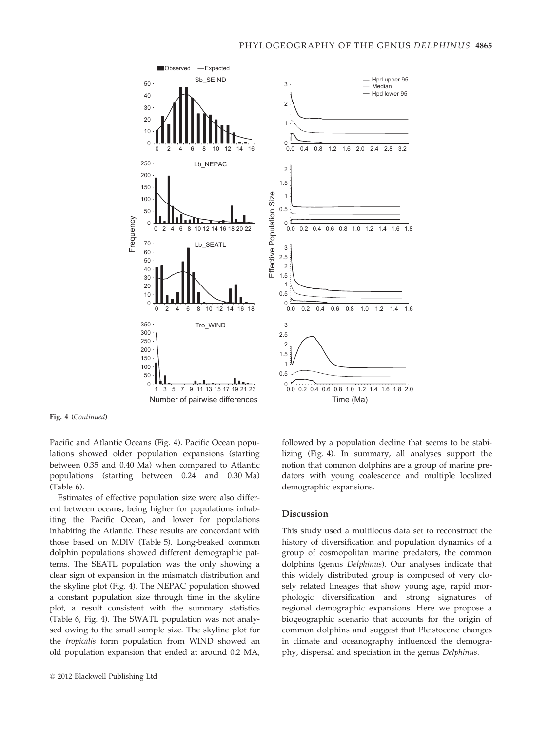Fig. 4 (*Continued*)

Pacific and Atlantic Oceans (Fig. 4). Pacific Ocean populations showed older population expansions (starting between 0.35 and 0.40 Ma) when compared to Atlantic populations (starting between 0.24 and 0.30 Ma) (Table 6).

Estimates of effective population size were also different between oceans, being higher for populations inhabiting the Pacific Ocean, and lower for populations inhabiting the Atlantic. These results are concordant with those based on MDIV (Table 5). Long-beaked common dolphin populations showed different demographic patterns. The SEATL population was the only showing a clear sign of expansion in the mismatch distribution and the skyline plot (Fig. 4). The NEPAC population showed a constant population size through time in the skyline plot, a result consistent with the summary statistics (Table 6, Fig. 4). The SWATL population was not analysed owing to the small sample size. The skyline plot for the *tropicalis* form population from WIND showed an old population expansion that ended at around 0.2 MA, followed by a population decline that seems to be stabilizing (Fig. 4). In summary, all analyses support the notion that common dolphins are a group of marine predators with young coalescence and multiple localized demographic expansions.

## Discussion

This study used a multilocus data set to reconstruct the history of diversification and population dynamics of a group of cosmopolitan marine predators, the common dolphins (genus *Delphinus*). Our analyses indicate that this widely distributed group is composed of very closely related lineages that show young age, rapid morphologic diversification and strong signatures of regional demographic expansions. Here we propose a biogeographic scenario that accounts for the origin of common dolphins and suggest that Pleistocene changes in climate and oceanography influenced the demography, dispersal and speciation in the genus *Delphinus*.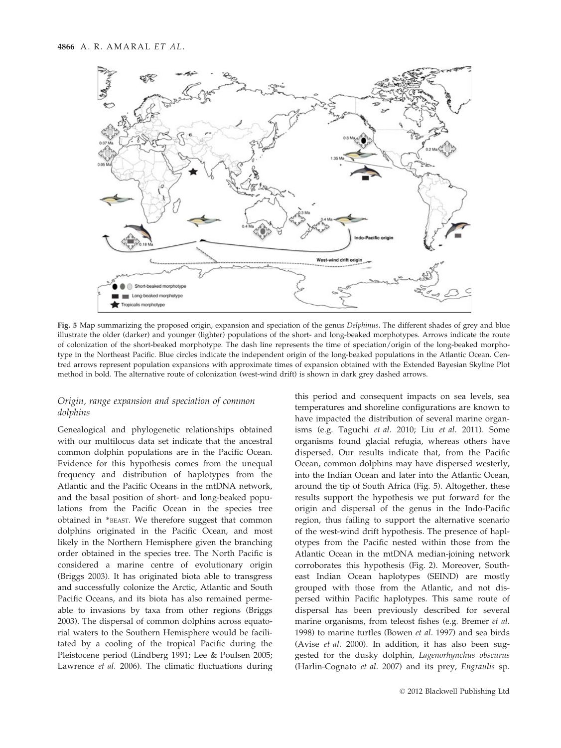0.3 Ma

0.2 Ma

1.35 Ma

0.07 Ma

0.05 Ma

0.3 Ma

0.4 Ma

0.4 Ma

0.18 Ma

Indo-Pacific origin

West-wind drift origin

Short-beaked morphotype

Long-beaked morphotype

Tropicalis morphotype

**Fig. 5** Map summarizing the proposed origin, expansion and speciation of the genus *Delphinus*. The different shades of grey and blue illustrate the older (darker) and younger (lighter) populations of the short- and long-beaked morphotypes. Arrows indicate the route of colonization of the short-beaked morphotype. The dash line represents the time of speciation/origin of the long-beaked morphotype in the Northeast Pacific. Blue circles indicate the independent origin of the long-beaked populations in the Atlantic Ocean. Centred arrows represent population expansions with approximate times of expansion obtained with the Extended Bayesian Skyline Plot method in bold. The alternative route of colonization (west-wind drift) is shown in dark grey dashed arrows.

### *Origin, range expansion and speciation of common dolphins*

Genealogical and phylogenetic relationships obtained with our multilocus data set indicate that the ancestral common dolphin populations are in the Pacific Ocean. Evidence for this hypothesis comes from the unequal frequency and distribution of haplotypes from the Atlantic and the Pacific Oceans in the mtDNA network, and the basal position of short- and long-beaked populations from the Pacific Ocean in the species tree obtained in *BEAST. We therefore suggest that common dolphins originated in the Pacific Ocean, and most likely in the Northern Hemisphere given the branching order obtained in the species tree. The North Pacific is considered a marine centre of evolutionary origin (Briggs 2003). It has originated biota able to transgress and successfully colonize the Arctic, Atlantic and South Pacific Oceans, and its biota has also remained permeable to invasions by taxa from other regions (Briggs 2003). The dispersal of common dolphins across equatorial waters to the Southern Hemisphere would be facilitated by a cooling of the tropical Pacific during the Pleistocene period (Lindberg 1991; Lee & Poulsen 2005; Lawrence *et al.* 2006). The climatic fluctuations during this period and consequent impacts on sea levels, sea temperatures and shoreline configurations are known to have impacted the distribution of several marine organisms (e.g. Taguchi *et al.* 2010; Liu *et al.* 2011). Some organisms found glacial refugia, whereas others have dispersed. Our results indicate that, from the Pacific Ocean, common dolphins may have dispersed westerly, into the Indian Ocean and later into the Atlantic Ocean, around the tip of South Africa (Fig. 5). Altogether, these results support the hypothesis we put forward for the origin and dispersal of the genus in the Indo-Pacific region, thus failing to support the alternative scenario of the west-wind drift hypothesis. The presence of haplotypes from the Pacific nested within those from the Atlantic Ocean in the mtDNA median-joining network corroborates this hypothesis (Fig. 2). Moreover, Southeast Indian Ocean haplotypes (SEIND) are mostly grouped with those from the Atlantic, and not dispersed within Pacific haplotypes. This same route of dispersal has been previously described for several marine organisms, from teleost fishes (e.g. Bremer *et al.* 1998) to marine turtles (Bowen *et al.* 1997) and sea birds (Avise *et al.* 2000). In addition, it has also been suggested for the dusky dolphin, *Lagenorhynchus obscurus* (Harlin-Cognato *et al.* 2007) and its prey, *Engraulis* sp.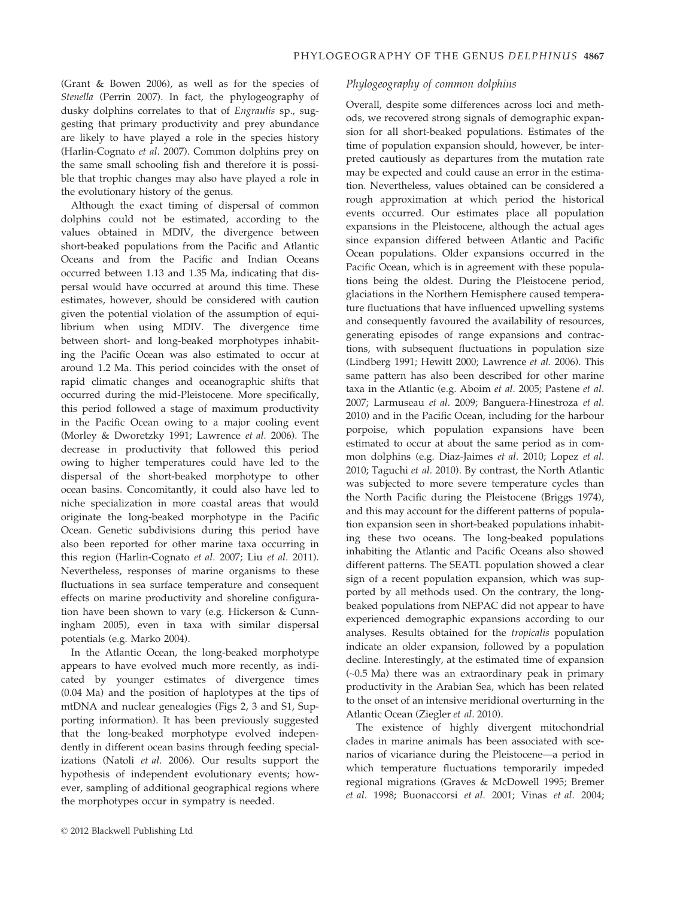(Grant & Bowen 2006), as well as for the species of *Stenella* (Perrin 2007). In fact, the phylogeography of dusky dolphins correlates to that of *Engraulis* sp., suggesting that primary productivity and prey abundance are likely to have played a role in the species history (Harlin-Cognato *et al.* 2007). Common dolphins prey on the same small schooling fish and therefore it is possible that trophic changes may also have played a role in the evolutionary history of the genus.

Although the exact timing of dispersal of common dolphins could not be estimated, according to the values obtained in MDIV, the divergence between short-beaked populations from the Pacific and Atlantic Oceans and from the Pacific and Indian Oceans occurred between 1.13 and 1.35 Ma, indicating that dispersal would have occurred at around this time. These estimates, however, should be considered with caution given the potential violation of the assumption of equilibrium when using MDIV. The divergence time between short- and long-beaked morphotypes inhabiting the Pacific Ocean was also estimated to occur at around 1.2 Ma. This period coincides with the onset of rapid climatic changes and oceanographic shifts that occurred during the mid-Pleistocene. More specifically, this period followed a stage of maximum productivity in the Pacific Ocean owing to a major cooling event (Morley & Dworetzky 1991; Lawrence *et al.* 2006). The decrease in productivity that followed this period owing to higher temperatures could have led to the dispersal of the short-beaked morphotype to other ocean basins. Concomitantly, it could also have led to niche specialization in more coastal areas that would originate the long-beaked morphotype in the Pacific Ocean. Genetic subdivisions during this period have also been reported for other marine taxa occurring in this region (Harlin-Cognato *et al.* 2007; Liu *et al.* 2011). Nevertheless, responses of marine organisms to these fluctuations in sea surface temperature and consequent effects on marine productivity and shoreline configuration have been shown to vary (e.g. Hickerson & Cunningham 2005), even in taxa with similar dispersal potentials (e.g. Marko 2004).

In the Atlantic Ocean, the long-beaked morphotype appears to have evolved much more recently, as indicated by younger estimates of divergence times (0.04 Ma) and the position of haplotypes at the tips of mtDNA and nuclear genealogies (Figs 2, 3 and S1, Supporting information). It has been previously suggested that the long-beaked morphotype evolved independently in different ocean basins through feeding specializations (Natoli *et al.* 2006). Our results support the hypothesis of independent evolutionary events; however, sampling of additional geographical regions where the morphotypes occur in sympatry is needed.

### Phylogeography of common dolphins

Overall, despite some differences across loci and methods, we recovered strong signals of demographic expansion for all short-beaked populations. Estimates of the time of population expansion should, however, be interpreted cautiously as departures from the mutation rate may be expected and could cause an error in the estimation. Nevertheless, values obtained can be considered a rough approximation at which period the historical events occurred. Our estimates place all population expansions in the Pleistocene, although the actual ages since expansion differed between Atlantic and Pacific Ocean populations. Older expansions occurred in the Pacific Ocean, which is in agreement with these populations being the oldest. During the Pleistocene period, glaciations in the Northern Hemisphere caused temperature fluctuations that have influenced upwelling systems and consequently favoured the availability of resources, generating episodes of range expansions and contractions, with subsequent fluctuations in population size (Lindberg 1991; Hewitt 2000; Lawrence *et al.* 2006). This same pattern has also been described for other marine taxa in the Atlantic (e.g. Aboim *et al.* 2005; Pastene *et al.* 2007; Larmuseau *et al.* 2009; Banguera-Hinestroza *et al.* 2010) and in the Pacific Ocean, including for the harbour porpoise, which population expansions have been estimated to occur at about the same period as in common dolphins (e.g. Diaz-Jaimes *et al.* 2010; Lopez *et al.* 2010; Taguchi *et al.* 2010). By contrast, the North Atlantic was subjected to more severe temperature cycles than the North Pacific during the Pleistocene (Briggs 1974), and this may account for the different patterns of population expansion seen in short-beaked populations inhabiting these two oceans. The long-beaked populations inhabiting the Atlantic and Pacific Oceans also showed different patterns. The SEATL population showed a clear sign of a recent population expansion, which was supported by all methods used. On the contrary, the long-beaked populations from NEPAC did not appear to have experienced demographic expansions according to our analyses. Results obtained for the *tropicalis* population indicate an older expansion, followed by a population decline. Interestingly, at the estimated time of expansion (~0.5 Ma) there was an extraordinary peak in primary productivity in the Arabian Sea, which has been related to the onset of an intensive meridional overturning in the Atlantic Ocean (Ziegler *et al.* 2010).

The existence of highly divergent mitochondrial clades in marine animals has been associated with scenarios of vicariance during the Pleistocene—a period in which temperature fluctuations temporarily impeded regional migrations (Graves & McDowell 1995; Bremer *et al.* 1998; Buonaccorsi *et al.* 2001; Vinas *et al.* 2004;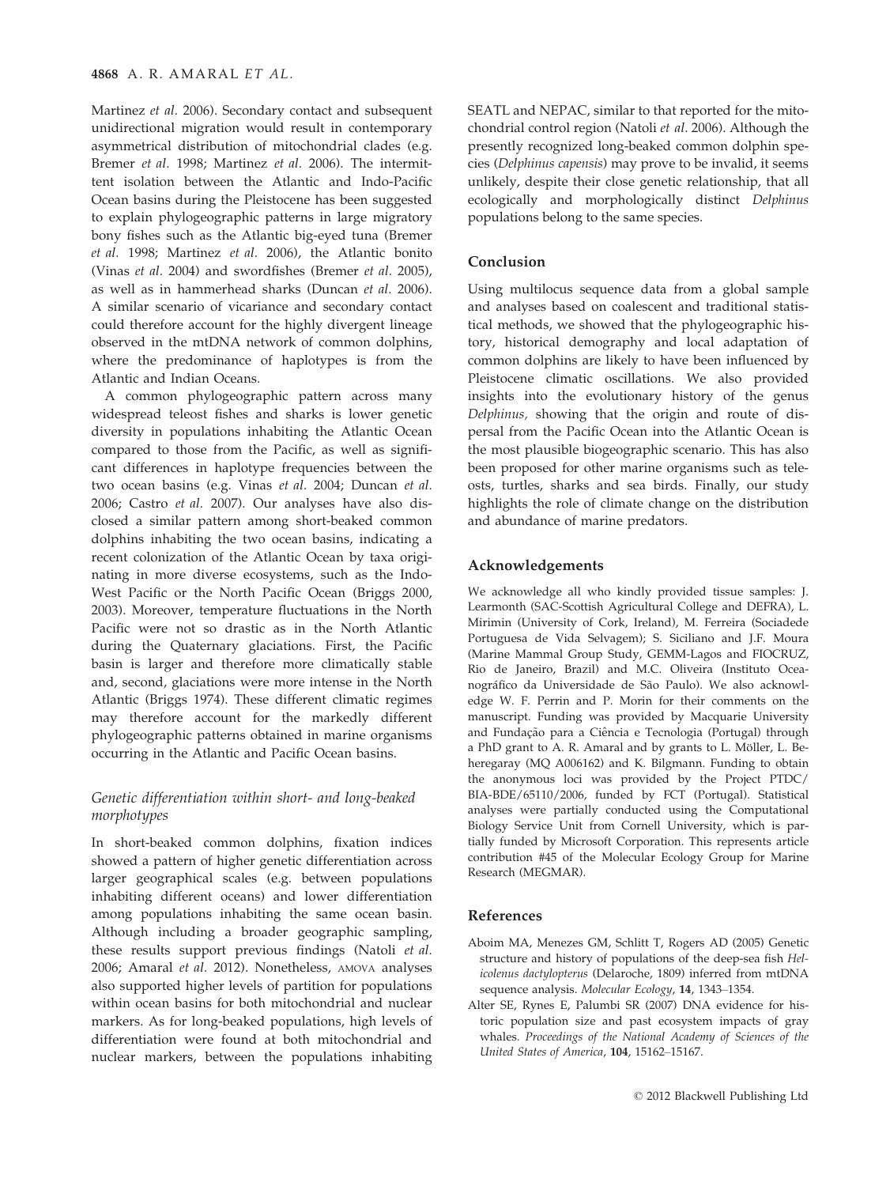Martinez *et al.* 2006). Secondary contact and subsequent unidirectional migration would result in contemporary asymmetrical distribution of mitochondrial clades (e.g. Bremer *et al.* 1998; Martinez *et al.* 2006). The intermittent isolation between the Atlantic and Indo-Pacific Ocean basins during the Pleistocene has been suggested to explain phylogeographic patterns in large migratory bony fishes such as the Atlantic big-eyed tuna (Bremer *et al.* 1998; Martinez *et al.* 2006), the Atlantic bonito (Vinas *et al.* 2004) and swordfishes (Bremer *et al.* 2005), as well as in hammerhead sharks (Duncan *et al.* 2006). A similar scenario of vicariance and secondary contact could therefore account for the highly divergent lineage observed in the mtDNA network of common dolphins, where the predominance of haplotypes is from the Atlantic and Indian Oceans.

A common phylogeographic pattern across many widespread teleost fishes and sharks is lower genetic diversity in populations inhabiting the Atlantic Ocean compared to those from the Pacific, as well as significant differences in haplotype frequencies between the two ocean basins (e.g. Vinas *et al.* 2004; Duncan *et al.* 2006; Castro *et al.* 2007). Our analyses have also disclosed a similar pattern among short-beaked common dolphins inhabiting the two ocean basins, indicating a recent colonization of the Atlantic Ocean by taxa originating in more diverse ecosystems, such as the Indo-West Pacific or the North Pacific Ocean (Briggs 2000, 2003). Moreover, temperature fluctuations in the North Pacific were not so drastic as in the North Atlantic during the Quaternary glaciations. First, the Pacific basin is larger and therefore more climatically stable and, second, glaciations were more intense in the North Atlantic (Briggs 1974). These different climatic regimes may therefore account for the markedly different phylogeographic patterns obtained in marine organisms occurring in the Atlantic and Pacific Ocean basins.

### *Genetic differentiation within short- and long-beaked morphotypes*

In short-beaked common dolphins, fixation indices showed a pattern of higher genetic differentiation across larger geographical scales (e.g. between populations inhabiting different oceans) and lower differentiation among populations inhabiting the same ocean basin. Although including a broader geographic sampling, these results support previous findings (Natoli *et al.* 2006; Amaral *et al.* 2012). Nonetheless, AMOVA analyses also supported higher levels of partition for populations within ocean basins for both mitochondrial and nuclear markers. As for long-beaked populations, high levels of differentiation were found at both mitochondrial and nuclear markers, between the populations inhabiting SEATL and NEPAC, similar to that reported for the mitochondrial control region (Natoli *et al.* 2006). Although the presently recognized long-beaked common dolphin species (*Delphinus capensis*) may prove to be invalid, it seems unlikely, despite their close genetic relationship, that all ecologically and morphologically distinct *Delphinus* populations belong to the same species.

## Conclusion

Using multilocus sequence data from a global sample and analyses based on coalescent and traditional statistical methods, we showed that the phylogeographic history, historical demography and local adaptation of common dolphins are likely to have been influenced by Pleistocene climatic oscillations. We also provided insights into the evolutionary history of the genus *Delphinus,* showing that the origin and route of dispersal from the Pacific Ocean into the Atlantic Ocean is the most plausible biogeographic scenario. This has also been proposed for other marine organisms such as teleosts, turtles, sharks and sea birds. Finally, our study highlights the role of climate change on the distribution and abundance of marine predators.

## Acknowledgements

We acknowledge all who kindly provided tissue samples: J. Learmonth (SAC-Scottish Agricultural College and DEFRA), L. Mirimin (University of Cork, Ireland), M. Ferreira (Sociadede Portuguesa de Vida Selvagem); S. Siciliano and J.F. Moura (Marine Mammal Group Study, GEMM-Lagos and FIOCRUZ, Rio de Janeiro, Brazil) and M.C. Oliveira (Instituto Oceanográfico da Universidade de São Paulo). We also acknowledge W. F. Perrin and P. Morin for their comments on the manuscript. Funding was provided by Macquarie University and Fundação para a Ciência e Tecnologia (Portugal) through a PhD grant to A. R. Amaral and by grants to L. Möller, L. Beheregaray (MQ A006162) and K. Bilgmann. Funding to obtain the anonymous loci was provided by the Project PTDC/BIA-BDE/65110/2006, funded by FCT (Portugal). Statistical analyses were partially conducted using the Computational Biology Service Unit from Cornell University, which is partially funded by Microsoft Corporation. This represents article contribution #45 of the Molecular Ecology Group for Marine Research (MEGMAR).

## References

Aboim MA, Menezes GM, Schlitt T, Rogers AD (2005) Genetic structure and history of populations of the deep-sea fish *Helicolenus dactylopterus* (Delaroche, 1809) inferred from mtDNA sequence analysis. *Molecular Ecology*, **14**, 1343–1354.

Alter SE, Rynes E, Palumbi SR (2007) DNA evidence for historic population size and past ecosystem impacts of gray whales. *Proceedings of the National Academy of Sciences of the United States of America*, **104**, 15162–15167.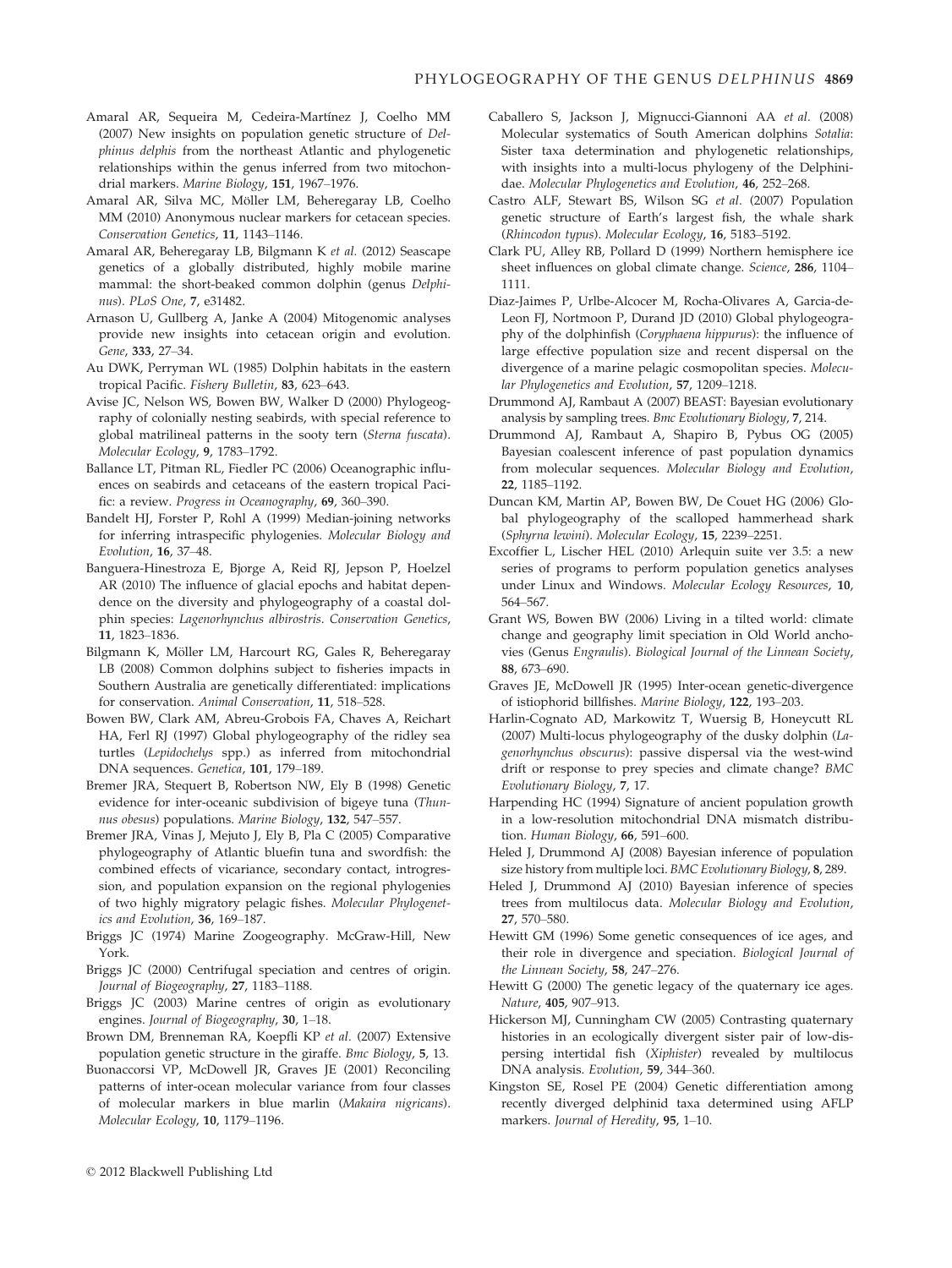Amaral AR, Sequeira M, Cedeira-Martínez J, Coelho MM (2007) New insights on population genetic structure of *Delphinus delphis* from the northeast Atlantic and phylogenetic relationships within the genus inferred from two mitochondrial markers. *Marine Biology*, **151**, 1967–1976.

Amaral AR, Silva MC, Möller LM, Beheregaray LB, Coelho MM (2010) Anonymous nuclear markers for cetacean species. *Conservation Genetics*, **11**, 1143–1146.

Amaral AR, Beheregaray LB, Bilgmann K *et al.* (2012) Seascape genetics of a globally distributed, highly mobile marine mammal: the short-beaked common dolphin (genus *Delphinus*). *PLoS One*, **7**, e31482.

Arnason U, Gullberg A, Janke A (2004) Mitogenomic analyses provide new insights into cetacean origin and evolution. *Gene*, **333**, 27–34.

Au DWK, Perryman WL (1985) Dolphin habitats in the eastern tropical Pacific. *Fishery Bulletin*, **83**, 623–643.

Avise JC, Nelson WS, Bowen BW, Walker D (2000) Phylogeography of colonially nesting seabirds, with special reference to global matrilineal patterns in the sooty tern (*Sterna fuscata*). *Molecular Ecology*, **9**, 1783–1792.

Ballance LT, Pitman RL, Fiedler PC (2006) Oceanographic influences on seabirds and cetaceans of the eastern tropical Pacific: a review. *Progress in Oceanography*, **69**, 360–390.

Bandelt HJ, Forster P, Rohl A (1999) Median-joining networks for inferring intraspecific phylogenies. *Molecular Biology and Evolution*, **16**, 37–48.

Banguera-Hinestroza E, Bjorge A, Reid RJ, Jepson P, Hoelzel AR (2010) The influence of glacial epochs and habitat dependence on the diversity and phylogeography of a coastal dolphin species: *Lagenorhynchus albirostris*. *Conservation Genetics*, **11**, 1823–1836.

Bilgmann K, Möller LM, Harcourt RG, Gales R, Beheregaray LB (2008) Common dolphins subject to fisheries impacts in Southern Australia are genetically differentiated: implications for conservation. *Animal Conservation*, **11**, 518–528.

Bowen BW, Clark AM, Abreu-Grobois FA, Chaves A, Reichart HA, Ferl RJ (1997) Global phylogeography of the ridley sea turtles (*Lepidochelys* spp.) as inferred from mitochondrial DNA sequences. *Genetica*, **101**, 179–189.

Bremer JRA, Stequert B, Robertson NW, Ely B (1998) Genetic evidence for inter-oceanic subdivision of bigeye tuna (*Thunnus obesus*) populations. *Marine Biology*, **132**, 547–557.

Bremer JRA, Vinas J, Mejuto J, Ely B, Pla C (2005) Comparative phylogeography of Atlantic bluefin tuna and swordfish: the combined effects of vicariance, secondary contact, introgression, and population expansion on the regional phylogenies of two highly migratory pelagic fishes. *Molecular Phylogenetics and Evolution*, **36**, 169–187.

Briggs JC (1974) Marine Zoogeography. McGraw-Hill, New York.

Briggs JC (2000) Centrifugal speciation and centres of origin. *Journal of Biogeography*, **27**, 1183–1188.

Briggs JC (2003) Marine centres of origin as evolutionary engines. *Journal of Biogeography*, **30**, 1–18.

Brown DM, Brenneman RA, Koepfli KP *et al.* (2007) Extensive population genetic structure in the giraffe. *Bmc Biology*, **5**, 13.

Buonaccorsi VP, McDowell JR, Graves JE (2001) Reconciling patterns of inter-ocean molecular variance from four classes of molecular markers in blue marlin (*Makaira nigricans*). *Molecular Ecology*, **10**, 1179–1196.

Caballero S, Jackson J, Mignucci-Giannoni AA *et al.* (2008) Molecular systematics of South American dolphins *Sotalia*: Sister taxa determination and phylogenetic relationships, with insights into a multi-locus phylogeny of the Delphinidae. *Molecular Phylogenetics and Evolution*, **46**, 252–268.

Castro ALF, Stewart BS, Wilson SG *et al.* (2007) Population genetic structure of Earth's largest fish, the whale shark (*Rhincodon typus*). *Molecular Ecology*, **16**, 5183–5192.

Clark PU, Alley RB, Pollard D (1999) Northern hemisphere ice sheet influences on global climate change. *Science*, **286**, 1104–1111.

Diaz-Jaimes P, Urlbe-Alcocer M, Rocha-Olivares A, Garcia-de-Leon FJ, Nortmoon P, Durand JD (2010) Global phylogeography of the dolphinfish (*Coryphaena hippurus*): the influence of large effective population size and recent dispersal on the divergence of a marine pelagic cosmopolitan species. *Molecular Phylogenetics and Evolution*, **57**, 1209–1218.

Drummond AJ, Rambaut A (2007) BEAST: Bayesian evolutionary analysis by sampling trees. *Bmc Evolutionary Biology*, **7**, 214.

Drummond AJ, Rambaut A, Shapiro B, Pybus OG (2005) Bayesian coalescent inference of past population dynamics from molecular sequences. *Molecular Biology and Evolution*, **22**, 1185–1192.

Duncan KM, Martin AP, Bowen BW, De Couet HG (2006) Global phylogeography of the scalloped hammerhead shark (*Sphyrna lewini*). *Molecular Ecology*, **15**, 2239–2251.

Excoffier L, Lischer HEL (2010) Arlequin suite ver 3.5: a new series of programs to perform population genetics analyses under Linux and Windows. *Molecular Ecology Resources*, **10**, 564–567.

Grant WS, Bowen BW (2006) Living in a tilted world: climate change and geography limit speciation in Old World anchovies (Genus *Engraulis*). *Biological Journal of the Linnean Society*, **88**, 673–690.

Graves JE, McDowell JR (1995) Inter-ocean genetic-divergence of istiophorid billfishes. *Marine Biology*, **122**, 193–203.

Harlin-Cognato AD, Markowitz T, Wuersig B, Honeycutt RL (2007) Multi-locus phylogeography of the dusky dolphin (*Lagenorhynchus obscurus*): passive dispersal via the west-wind drift or response to prey species and climate change? *BMC Evolutionary Biology*, **7**, 17.

Harpending HC (1994) Signature of ancient population growth in a low-resolution mitochondrial DNA mismatch distribution. *Human Biology*, **66**, 591–600.

Heled J, Drummond AJ (2008) Bayesian inference of population size history from multiple loci. *BMC Evolutionary Biology*, **8**, 289.

Heled J, Drummond AJ (2010) Bayesian inference of species trees from multilocus data. *Molecular Biology and Evolution*, **27**, 570–580.

Hewitt GM (1996) Some genetic consequences of ice ages, and their role in divergence and speciation. *Biological Journal of the Linnean Society*, **58**, 247–276.

Hewitt G (2000) The genetic legacy of the quaternary ice ages. *Nature*, **405**, 907–913.

Hickerson MJ, Cunningham CW (2005) Contrasting quaternary histories in an ecologically divergent sister pair of low-dispersing intertidal fish (*Xiphister*) revealed by multilocus DNA analysis. *Evolution*, **59**, 344–360.

Kingston SE, Rosel PE (2004) Genetic differentiation among recently diverged delphinid taxa determined using AFLP markers. *Journal of Heredity*, **95**, 1–10.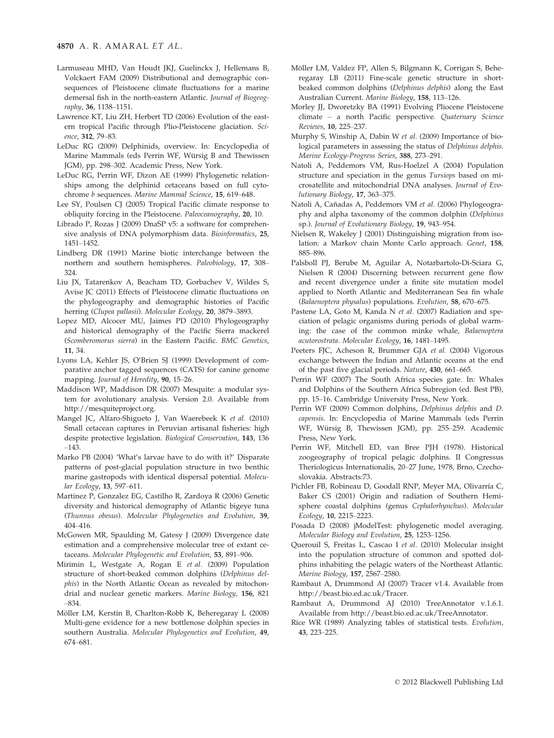Larmuseau MHD, Van Houdt JKJ, Guelinckx J, Hellemans B, Volckaert FAM (2009) Distributional and demographic consequences of Pleistocene climate fluctuations for a marine demersal fish in the north-eastern Atlantic. *Journal of Biogeography*, **36**, 1138–1151.

Lawrence KT, Liu ZH, Herbert TD (2006) Evolution of the eastern tropical Pacific through Plio-Pleistocene glaciation. *Science*, **312**, 79–83.

LeDuc RG (2009) Delphinids, overview. In: Encyclopedia of Marine Mammals (eds Perrin WF, Würsig B and Thewissen JGM), pp. 298–302. Academic Press, New York.

LeDuc RG, Perrin WF, Dizon AE (1999) Phylogenetic relationships among the delphinid cetaceans based on full cytochrome *b* sequences. *Marine Mammal Science*, **15**, 619–648.

Lee SY, Poulsen CJ (2005) Tropical Pacific climate response to obliquity forcing in the Pleistocene. *Paleoceanography*, **20**, 10.

Librado P, Rozas J (2009) DnaSP v5: a software for comprehensive analysis of DNA polymorphism data. *Bioinformatics*, **25**, 1451–1452.

Lindberg DR (1991) Marine biotic interchange between the northern and southern hemispheres. *Paleobiology*, **17**, 308–324.

Liu JX, Tatarenkov A, Beacham TD, Gorbachev V, Wildes S, Avise JC (2011) Effects of Pleistocene climatic fluctuations on the phylogeography and demographic histories of Pacific herring (*Clupea pallasii*). *Molecular Ecology*, **20**, 3879–3893.

Lopez MD, Alcocer MU, Jaimes PD (2010) Phylogeography and historical demography of the Pacific Sierra mackerel (*Scomberomorus sierra*) in the Eastern Pacific. *BMC Genetics*, **11**, 34.

Lyons LA, Kehler JS, O'Brien SJ (1999) Development of comparative anchor tagged sequences (CATS) for canine genome mapping. *Journal of Heredity*, **90**, 15–26.

Maddison WP, Maddison DR (2007) Mesquite: a modular system for avolutionary analysis. Version 2.0. Available from http://mesquiteproject.org.

Mangel JC, Alfaro-Shigueto J, Van Waerebeek K *et al.* (2010) Small cetacean captures in Peruvian artisanal fisheries: high despite protective legislation. *Biological Conservation*, **143**, 136–143.

Marko PB (2004) 'What's larvae have to do with it?' Disparate patterns of post-glacial population structure in two benthic marine gastropods with identical dispersal potential. *Molecular Ecology*, **13**, 597–611.

Martinez P, Gonzalez EG, Castilho R, Zardoya R (2006) Genetic diversity and historical demography of Atlantic bigeye tuna (*Thunnus obesus*). *Molecular Phylogenetics and Evolution*, **39**, 404–416.

McGowen MR, Spaulding M, Gatesy J (2009) Divergence date estimation and a comprehensive molecular tree of extant cetaceans. *Molecular Phylogenetic and Evolution*, **53**, 891–906.

Mirimin L, Westgate A, Rogan E *et al.* (2009) Population structure of short-beaked common dolphins (*Delphinus delphis*) in the North Atlantic Ocean as revealed by mitochondrial and nuclear genetic markers. *Marine Biology*, **156**, 821–834.

Möller LM, Kerstin B, Charlton-Robb K, Beheregaray L (2008) Multi-gene evidence for a new bottlenose dolphin species in southern Australia. *Molecular Phylogenetics and Evolution*, **49**, 674–681.

Möller LM, Valdez FP, Allen S, Bilgmann K, Corrigan S, Beheregaray LB (2011) Fine-scale genetic structure in short-beaked common dolphins (*Delphinus delphis*) along the East Australian Current. *Marine Biology*, **158**, 113–126.

Morley JJ, Dworetzky BA (1991) Evolving Pliocene Pleistocene climate – a north Pacific perspective. *Quaternary Science Reviews*, **10**, 225–237.

Murphy S, Winship A, Dabin W *et al.* (2009) Importance of biological parameters in assessing the status of *Delphinus delphis*. *Marine Ecology-Progress Series*, **388**, 273–291.

Natoli A, Peddemors VM, Rus-Hoelzel A (2004) Population structure and speciation in the genus *Tursiops* based on microsatellite and mitochondrial DNA analyses. *Journal of Evolutionary Biology*, **17**, 363–375.

Natoli A, Cañadas A, Peddemors VM *et al.* (2006) Phylogeography and alpha taxonomy of the common dolphin (*Delphinus* sp.). *Journal of Evolutionary Biology*, **19**, 943–954.

Nielsen R, Wakeley J (2001) Distinguishing migration from isolation: a Markov chain Monte Carlo approach. *Genet*, **158**, 885–896.

Palsboll PJ, Berube M, Aguilar A, Notarbartolo-Di-Sciara G, Nielsen R (2004) Discerning between recurrent gene flow and recent divergence under a finite site mutation model applied to North Atlantic and Mediterranean Sea fin whale (*Balaenoptera physalus*) populations. *Evolution*, **58**, 670–675.

Pastene LA, Goto M, Kanda N *et al.* (2007) Radiation and speciation of pelagic organisms during periods of global warming: the case of the common minke whale, *Balaenoptera acutorostrata*. *Molecular Ecology*, **16**, 1481–1495.

Peeters FJC, Acheson R, Brummer GJA *et al.* (2004) Vigorous exchange between the Indian and Atlantic oceans at the end of the past five glacial periods. *Nature*, **430**, 661–665.

Perrin WF (2007) The South Africa species gate. In: Whales and Dolphins of the Southern Africa Subregion (ed. Best PB), pp. 15–16. Cambridge University Press, New York.

Perrin WF (2009) Common dolphins, *Delphinus delphis* and *D. capensis*. In: Encyclopedia of Marine Mammals (eds Perrin WF, Würsig B, Thewissen JGM), pp. 255–259. Academic Press, New York.

Perrin WF, Mitchell ED, van Bree PJH (1978). Historical zoogeography of tropical pelagic dolphins. II Congressus Theriologicus Internationalis, 20–27 June, 1978, Brno, Czechoslovakia. Abstracts:73.

Pichler FB, Robineau D, Goodall RNP, Meÿer MA, Olivarría C, Baker CS (2001) Origin and radiation of Southern Hemisphere coastal dolphins (genus *Cephalorhynchus*). *Molecular Ecology*, **10**, 2215–2223.

Posada D (2008) jModelTest: phylogenetic model averaging. *Molecular Biology and Evolution*, **25**, 1253–1256.

Querouil S, Freitas L, Cascao I *et al.* (2010) Molecular insight into the population structure of common and spotted dolphins inhabiting the pelagic waters of the Northeast Atlantic. *Marine Biology*, **157**, 2567–2580.

Rambaut A, Drummond AJ (2007) Tracer v1.4. Available from http://beast.bio.ed.ac.uk/Tracer.

Rambaut A, Drummond AJ (2010) TreeAnnotator v.1.6.1. Available from http://beast.bio.ed.ac.uk/TreeAnnotator.

Rice WR (1989) Analyzing tables of statistical tests. *Evolution*, **43**, 223–225.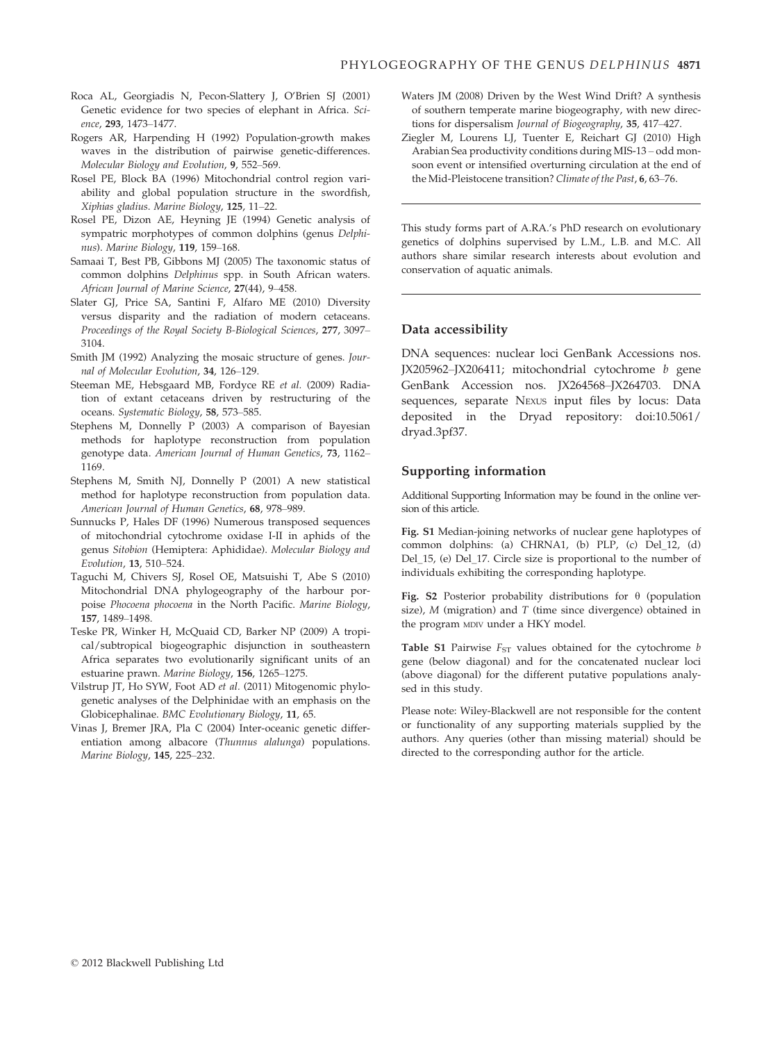Roca AL, Georgiadis N, Pecon-Slattery J, O'Brien SJ (2001) Genetic evidence for two species of elephant in Africa. *Science*, **293**, 1473–1477.

Rogers AR, Harpending H (1992) Population-growth makes waves in the distribution of pairwise genetic-differences. *Molecular Biology and Evolution*, **9**, 552–569.

Rosel PE, Block BA (1996) Mitochondrial control region variability and global population structure in the swordfish, *Xiphias gladius*. *Marine Biology*, **125**, 11–22.

Rosel PE, Dizon AE, Heyning JE (1994) Genetic analysis of sympatric morphotypes of common dolphins (genus *Delphinus*). *Marine Biology*, **119**, 159–168.

Samaai T, Best PB, Gibbons MJ (2005) The taxonomic status of common dolphins *Delphinus* spp. in South African waters. *African Journal of Marine Science*, **27**(44), 9–458.

Slater GJ, Price SA, Santini F, Alfaro ME (2010) Diversity versus disparity and the radiation of modern cetaceans. *Proceedings of the Royal Society B-Biological Sciences*, **277**, 3097–3104.

Smith JM (1992) Analyzing the mosaic structure of genes. *Journal of Molecular Evolution*, **34**, 126–129.

Steeman ME, Hebsgaard MB, Fordyce RE *et al.* (2009) Radiation of extant cetaceans driven by restructuring of the oceans. *Systematic Biology*, **58**, 573–585.

Stephens M, Donnelly P (2003) A comparison of Bayesian methods for haplotype reconstruction from population genotype data. *American Journal of Human Genetics*, **73**, 1162–1169.

Stephens M, Smith NJ, Donnelly P (2001) A new statistical method for haplotype reconstruction from population data. *American Journal of Human Genetics*, **68**, 978–989.

Sunnucks P, Hales DF (1996) Numerous transposed sequences of mitochondrial cytochrome oxidase I-II in aphids of the genus *Sitobion* (Hemiptera: Aphididae). *Molecular Biology and Evolution*, **13**, 510–524.

Taguchi M, Chivers SJ, Rosel OE, Matsuishi T, Abe S (2010) Mitochondrial DNA phylogeography of the harbour porpoise *Phocoena phocoena* in the North Pacific. *Marine Biology*, **157**, 1489–1498.

Teske PR, Winker H, McQuaid CD, Barker NP (2009) A tropical/subtropical biogeographic disjunction in southeastern Africa separates two evolutionarily significant units of an estuarine prawn. *Marine Biology*, **156**, 1265–1275.

Vilstrup JT, Ho SYW, Foot AD *et al.* (2011) Mitogenomic phylogenetic analyses of the Delphinidae with an emphasis on the Globicephalinae. *BMC Evolutionary Biology*, **11**, 65.

Vinas J, Bremer JRA, Pla C (2004) Inter-oceanic genetic differentiation among albacore (*Thunnus alalunga*) populations. *Marine Biology*, **145**, 225–232.

Waters JM (2008) Driven by the West Wind Drift? A synthesis of southern temperate marine biogeography, with new directions for dispersalism *Journal of Biogeography*, **35**, 417–427.

Ziegler M, Lourens LJ, Tuenter E, Reichart GJ (2010) High Arabian Sea productivity conditions during MIS-13 – odd monsoon event or intensified overturning circulation at the end of the Mid-Pleistocene transition? *Climate of the Past*, **6**, 63–76.

---

This study forms part of A.RA.'s PhD research on evolutionary genetics of dolphins supervised by L.M., L.B. and M.C. All authors share similar research interests about evolution and conservation of aquatic animals.

---

## Data accessibility

DNA sequences: nuclear loci GenBank Accessions nos. JX205962–JX206411; mitochondrial cytochrome *b* gene GenBank Accession nos. JX264568–JX264703. DNA sequences, separate NEXUS input files by locus: Data deposited in the Dryad repository: doi:10.5061/dryad.3pf37.

## Supporting information

Additional Supporting Information may be found in the online version of this article.

**Fig. S1** Median-joining networks of nuclear gene haplotypes of common dolphins: (a) CHRNA1, (b) PLP, (c) Del_12, (d) Del_15, (e) Del_17. Circle size is proportional to the number of individuals exhibiting the corresponding haplotype.

**Fig. S2** Posterior probability distributions for θ (population size), *M* (migration) and *T* (time since divergence) obtained in the program MDIV under a HKY model.

**Table S1** Pairwise $F_{ST}$ values obtained for the cytochrome *b* gene (below diagonal) and for the concatenated nuclear loci (above diagonal) for the different putative populations analysed in this study.

Please note: Wiley-Blackwell are not responsible for the content or functionality of any supporting materials supplied by the authors. Any queries (other than missing material) should be directed to the corresponding author for the article.